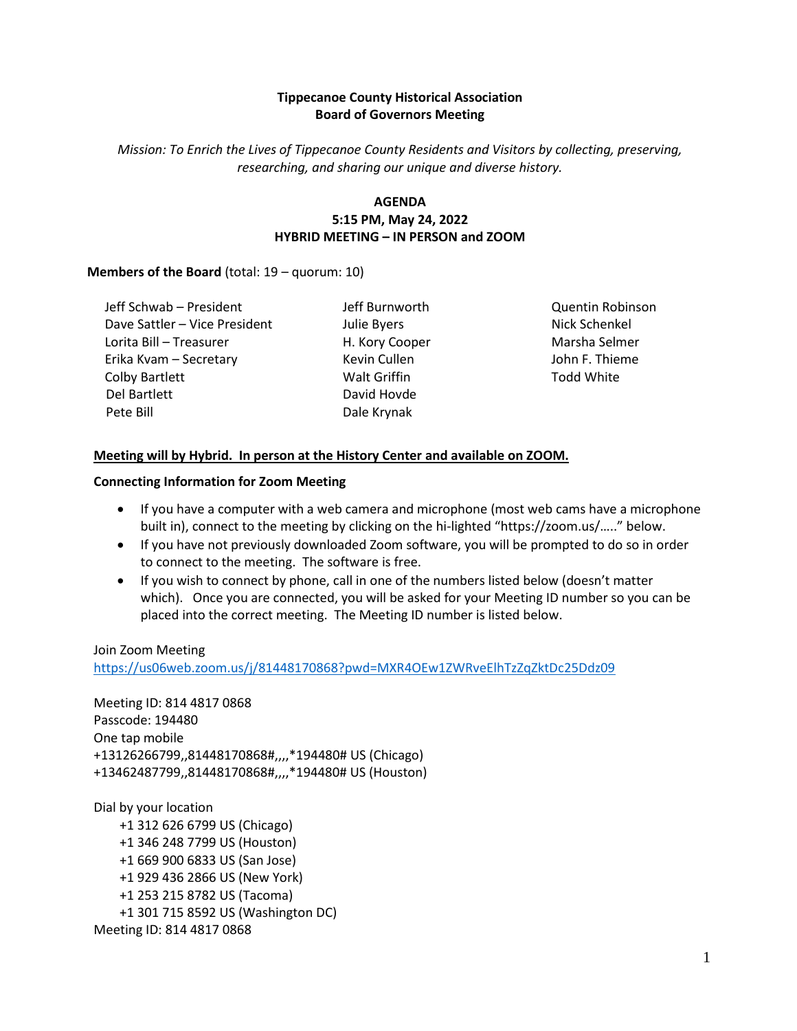**Tippecanoe County Historical Association**
**Board of Governors Meeting**

*Mission: To Enrich the Lives of Tippecanoe County Residents and Visitors by collecting, preserving, researching, and sharing our unique and diverse history.*

**AGENDA**
**5:15 PM, May 24, 2022**
**HYBRID MEETING – IN PERSON and ZOOM**

**Members of the Board** (total: 19 – quorum: 10)

Jeff Schwab – President
Dave Sattler – Vice President
Lorita Bill – Treasurer
Erika Kvam – Secretary
Colby Bartlett
Del Bartlett
Pete Bill
Jeff Burnworth
Julie Byers
H. Kory Cooper
Kevin Cullen
Walt Griffin
David Hovde
Dale Krynak
Quentin Robinson
Nick Schenkel
Marsha Selmer
John F. Thieme
Todd White

**Meeting will by Hybrid. In person at the History Center and available on ZOOM.**

**Connecting Information for Zoom Meeting**

- If you have a computer with a web camera and microphone (most web cams have a microphone built in), connect to the meeting by clicking on the hi-lighted "https://zoom.us/….." below.
- If you have not previously downloaded Zoom software, you will be prompted to do so in order to connect to the meeting. The software is free.
- If you wish to connect by phone, call in one of the numbers listed below (doesn't matter which). Once you are connected, you will be asked for your Meeting ID number so you can be placed into the correct meeting. The Meeting ID number is listed below.

Join Zoom Meeting
https://us06web.zoom.us/j/81448170868?pwd=MXR4OEw1ZWRveElhTzZqZktDc25Ddz09

Meeting ID: 814 4817 0868
Passcode: 194480
One tap mobile
+13126266799,,81448170868#,,,,*194480# US (Chicago)
+13462487799,,81448170868#,,,,*194480# US (Houston)

Dial by your location
+1 312 626 6799 US (Chicago)
+1 346 248 7799 US (Houston)
+1 669 900 6833 US (San Jose)
+1 929 436 2866 US (New York)
+1 253 215 8782 US (Tacoma)
+1 301 715 8592 US (Washington DC)
Meeting ID: 814 4817 0868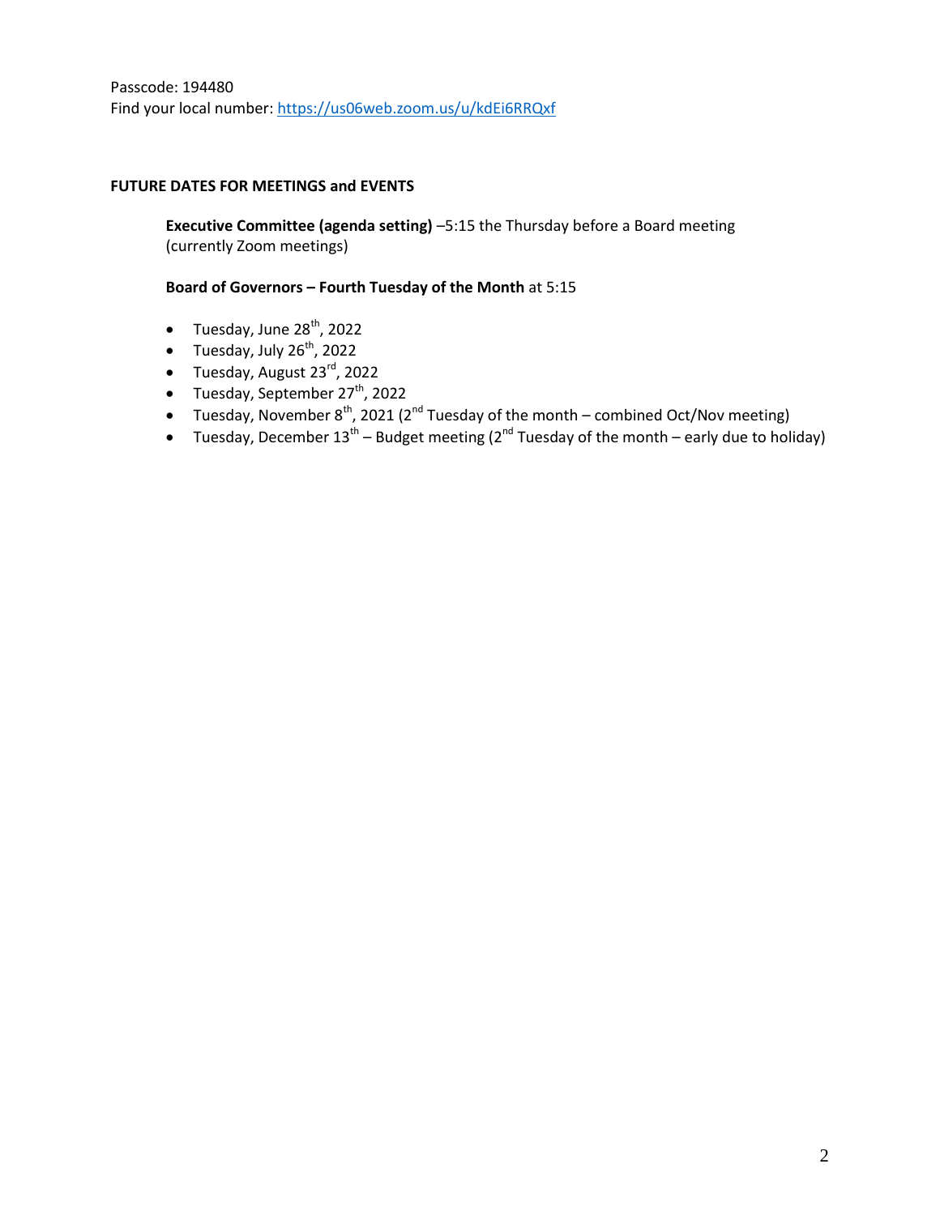Passcode: 194480
Find your local number: https://us06web.zoom.us/u/kdEi6RRQxf

**FUTURE DATES FOR MEETINGS and EVENTS**

**Executive Committee (agenda setting)** –5:15 the Thursday before a Board meeting (currently Zoom meetings)

**Board of Governors – Fourth Tuesday of the Month** at 5:15

- Tuesday, June 28th, 2022
- Tuesday, July 26th, 2022
- Tuesday, August 23rd, 2022
- Tuesday, September 27th, 2022
- Tuesday, November 8th, 2021 (2nd Tuesday of the month – combined Oct/Nov meeting)
- Tuesday, December 13th – Budget meeting (2nd Tuesday of the month – early due to holiday)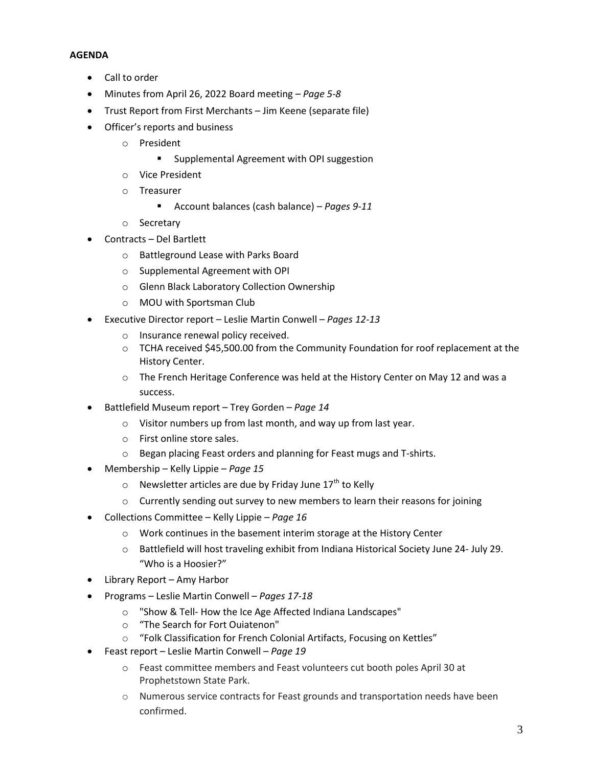**AGENDA**

- Call to order
- Minutes from April 26, 2022 Board meeting – *Page 5-8*
- Trust Report from First Merchants – Jim Keene (separate file)
- Officer's reports and business
  - President
    - Supplemental Agreement with OPI suggestion
  - Vice President
  - Treasurer
    - Account balances (cash balance) – *Pages 9-11*
  - Secretary
- Contracts – Del Bartlett
  - Battleground Lease with Parks Board
  - Supplemental Agreement with OPI
  - Glenn Black Laboratory Collection Ownership
  - MOU with Sportsman Club
- Executive Director report – Leslie Martin Conwell – *Pages 12-13*
  - Insurance renewal policy received.
  - TCHA received $45,500.00 from the Community Foundation for roof replacement at the History Center.
  - The French Heritage Conference was held at the History Center on May 12 and was a success.
- Battlefield Museum report – Trey Gorden – *Page 14*
  - Visitor numbers up from last month, and way up from last year.
  - First online store sales.
  - Began placing Feast orders and planning for Feast mugs and T-shirts.
- Membership – Kelly Lippie – *Page 15*
  - Newsletter articles are due by Friday June 17th to Kelly
  - Currently sending out survey to new members to learn their reasons for joining
- Collections Committee – Kelly Lippie – *Page 16*
  - Work continues in the basement interim storage at the History Center
  - Battlefield will host traveling exhibit from Indiana Historical Society June 24- July 29. "Who is a Hoosier?"
- Library Report – Amy Harbor
- Programs – Leslie Martin Conwell – *Pages 17-18*
  - "Show & Tell- How the Ice Age Affected Indiana Landscapes"
  - "The Search for Fort Ouiatenon"
  - "Folk Classification for French Colonial Artifacts, Focusing on Kettles"
- Feast report – Leslie Martin Conwell – *Page 19*
  - Feast committee members and Feast volunteers cut booth poles April 30 at Prophetstown State Park.
  - Numerous service contracts for Feast grounds and transportation needs have been confirmed.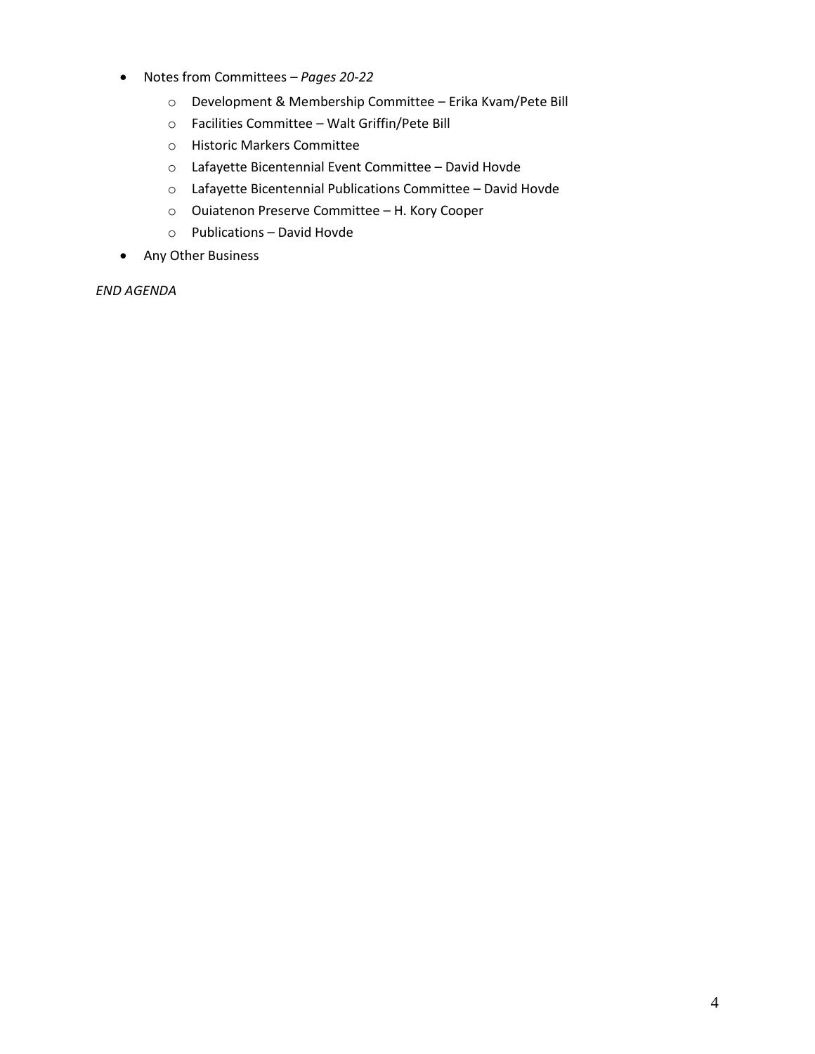- Notes from Committees – *Pages 20-22*
  - Development & Membership Committee – Erika Kvam/Pete Bill
  - Facilities Committee – Walt Griffin/Pete Bill
  - Historic Markers Committee
  - Lafayette Bicentennial Event Committee – David Hovde
  - Lafayette Bicentennial Publications Committee – David Hovde
  - Ouiatenon Preserve Committee – H. Kory Cooper
  - Publications – David Hovde
- Any Other Business

*END AGENDA*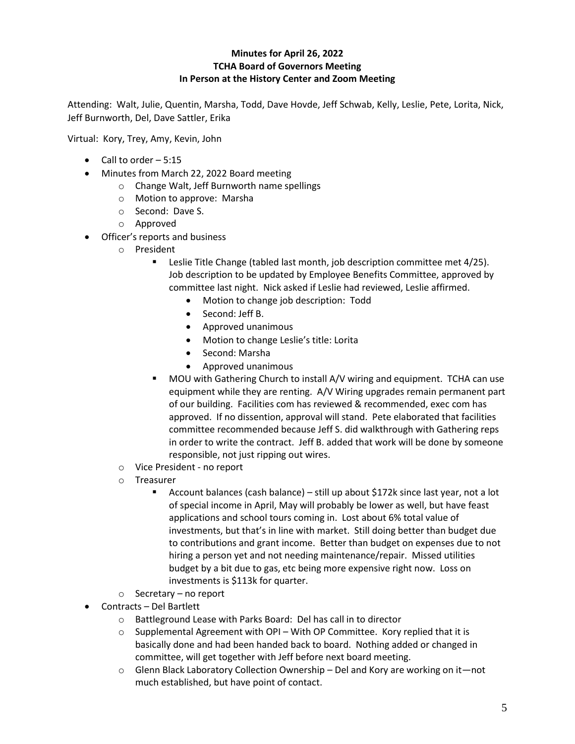**Minutes for April 26, 2022**
**TCHA Board of Governors Meeting**
**In Person at the History Center and Zoom Meeting**

Attending: Walt, Julie, Quentin, Marsha, Todd, Dave Hovde, Jeff Schwab, Kelly, Leslie, Pete, Lorita, Nick, Jeff Burnworth, Del, Dave Sattler, Erika

Virtual: Kory, Trey, Amy, Kevin, John

- Call to order – 5:15
- Minutes from March 22, 2022 Board meeting
  - Change Walt, Jeff Burnworth name spellings
  - Motion to approve: Marsha
  - Second: Dave S.
  - Approved
- Officer's reports and business
  - President
    - Leslie Title Change (tabled last month, job description committee met 4/25). Job description to be updated by Employee Benefits Committee, approved by committee last night. Nick asked if Leslie had reviewed, Leslie affirmed.
      - Motion to change job description: Todd
      - Second: Jeff B.
      - Approved unanimous
      - Motion to change Leslie's title: Lorita
      - Second: Marsha
      - Approved unanimous
    - MOU with Gathering Church to install A/V wiring and equipment. TCHA can use equipment while they are renting. A/V Wiring upgrades remain permanent part of our building. Facilities com has reviewed & recommended, exec com has approved. If no dissention, approval will stand. Pete elaborated that facilities committee recommended because Jeff S. did walkthrough with Gathering reps in order to write the contract. Jeff B. added that work will be done by someone responsible, not just ripping out wires.
  - Vice President - no report
  - Treasurer
    - Account balances (cash balance) – still up about $172k since last year, not a lot of special income in April, May will probably be lower as well, but have feast applications and school tours coming in. Lost about 6% total value of investments, but that's in line with market. Still doing better than budget due to contributions and grant income. Better than budget on expenses due to not hiring a person yet and not needing maintenance/repair. Missed utilities budget by a bit due to gas, etc being more expensive right now. Loss on investments is $113k for quarter.
  - Secretary – no report
- Contracts – Del Bartlett
  - Battleground Lease with Parks Board: Del has call in to director
  - Supplemental Agreement with OPI – With OP Committee. Kory replied that it is basically done and had been handed back to board. Nothing added or changed in committee, will get together with Jeff before next board meeting.
  - Glenn Black Laboratory Collection Ownership – Del and Kory are working on it—not much established, but have point of contact.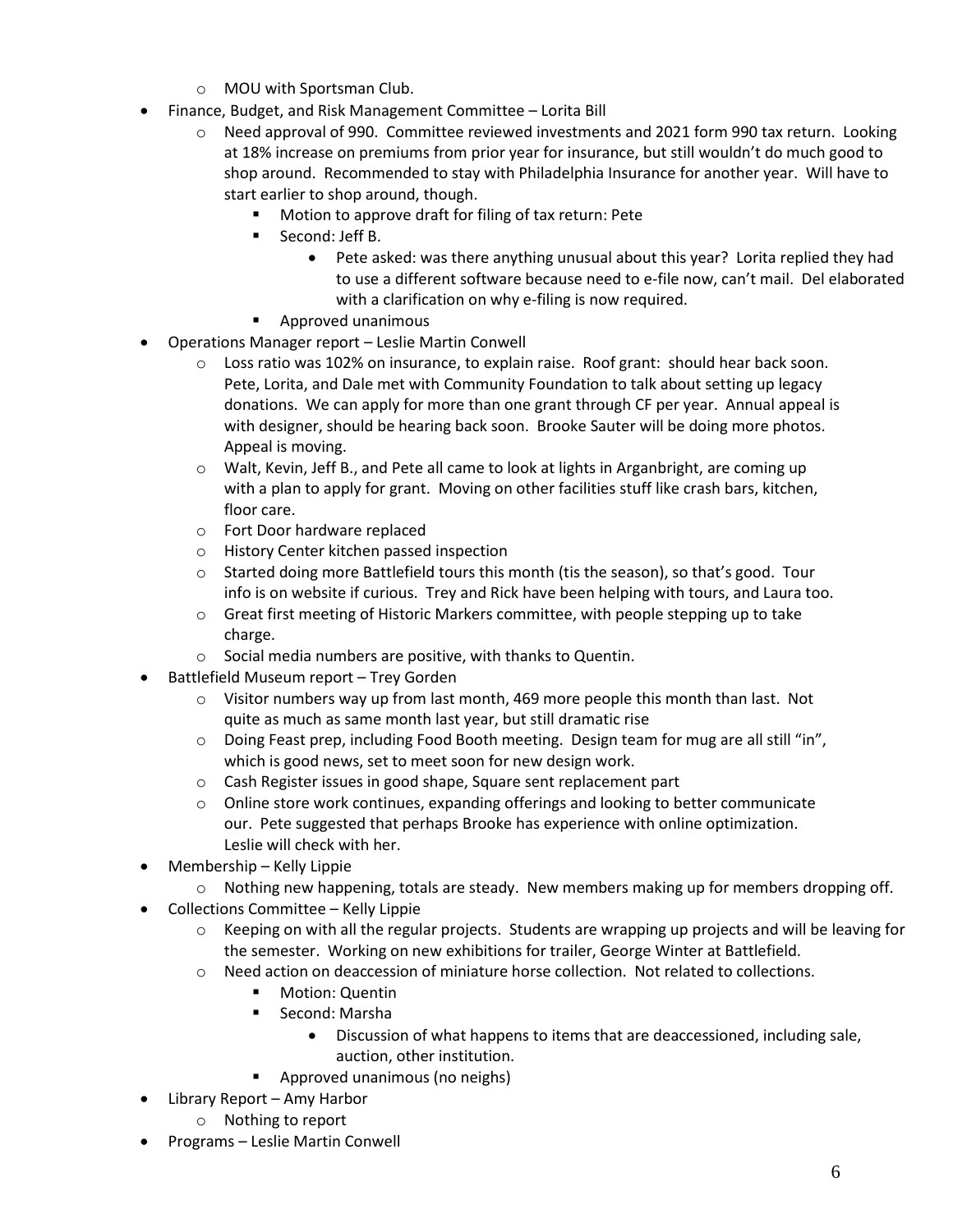- MOU with Sportsman Club.
- Finance, Budget, and Risk Management Committee – Lorita Bill
  - Need approval of 990. Committee reviewed investments and 2021 form 990 tax return. Looking at 18% increase on premiums from prior year for insurance, but still wouldn't do much good to shop around. Recommended to stay with Philadelphia Insurance for another year. Will have to start earlier to shop around, though.
    - Motion to approve draft for filing of tax return: Pete
    - Second: Jeff B.
      - Pete asked: was there anything unusual about this year? Lorita replied they had to use a different software because need to e-file now, can't mail. Del elaborated with a clarification on why e-filing is now required.
    - Approved unanimous
- Operations Manager report – Leslie Martin Conwell
  - Loss ratio was 102% on insurance, to explain raise. Roof grant: should hear back soon. Pete, Lorita, and Dale met with Community Foundation to talk about setting up legacy donations. We can apply for more than one grant through CF per year. Annual appeal is with designer, should be hearing back soon. Brooke Sauter will be doing more photos. Appeal is moving.
  - Walt, Kevin, Jeff B., and Pete all came to look at lights in Arganbright, are coming up with a plan to apply for grant. Moving on other facilities stuff like crash bars, kitchen, floor care.
  - Fort Door hardware replaced
  - History Center kitchen passed inspection
  - Started doing more Battlefield tours this month (tis the season), so that's good. Tour info is on website if curious. Trey and Rick have been helping with tours, and Laura too.
  - Great first meeting of Historic Markers committee, with people stepping up to take charge.
  - Social media numbers are positive, with thanks to Quentin.
- Battlefield Museum report – Trey Gorden
  - Visitor numbers way up from last month, 469 more people this month than last. Not quite as much as same month last year, but still dramatic rise
  - Doing Feast prep, including Food Booth meeting. Design team for mug are all still "in", which is good news, set to meet soon for new design work.
  - Cash Register issues in good shape, Square sent replacement part
  - Online store work continues, expanding offerings and looking to better communicate our. Pete suggested that perhaps Brooke has experience with online optimization. Leslie will check with her.
- Membership – Kelly Lippie
  - Nothing new happening, totals are steady. New members making up for members dropping off.
- Collections Committee – Kelly Lippie
  - Keeping on with all the regular projects. Students are wrapping up projects and will be leaving for the semester. Working on new exhibitions for trailer, George Winter at Battlefield.
  - Need action on deaccession of miniature horse collection. Not related to collections.
    - Motion: Quentin
    - Second: Marsha
      - Discussion of what happens to items that are deaccessioned, including sale, auction, other institution.
    - Approved unanimous (no neighs)
- Library Report – Amy Harbor
  - Nothing to report
- Programs – Leslie Martin Conwell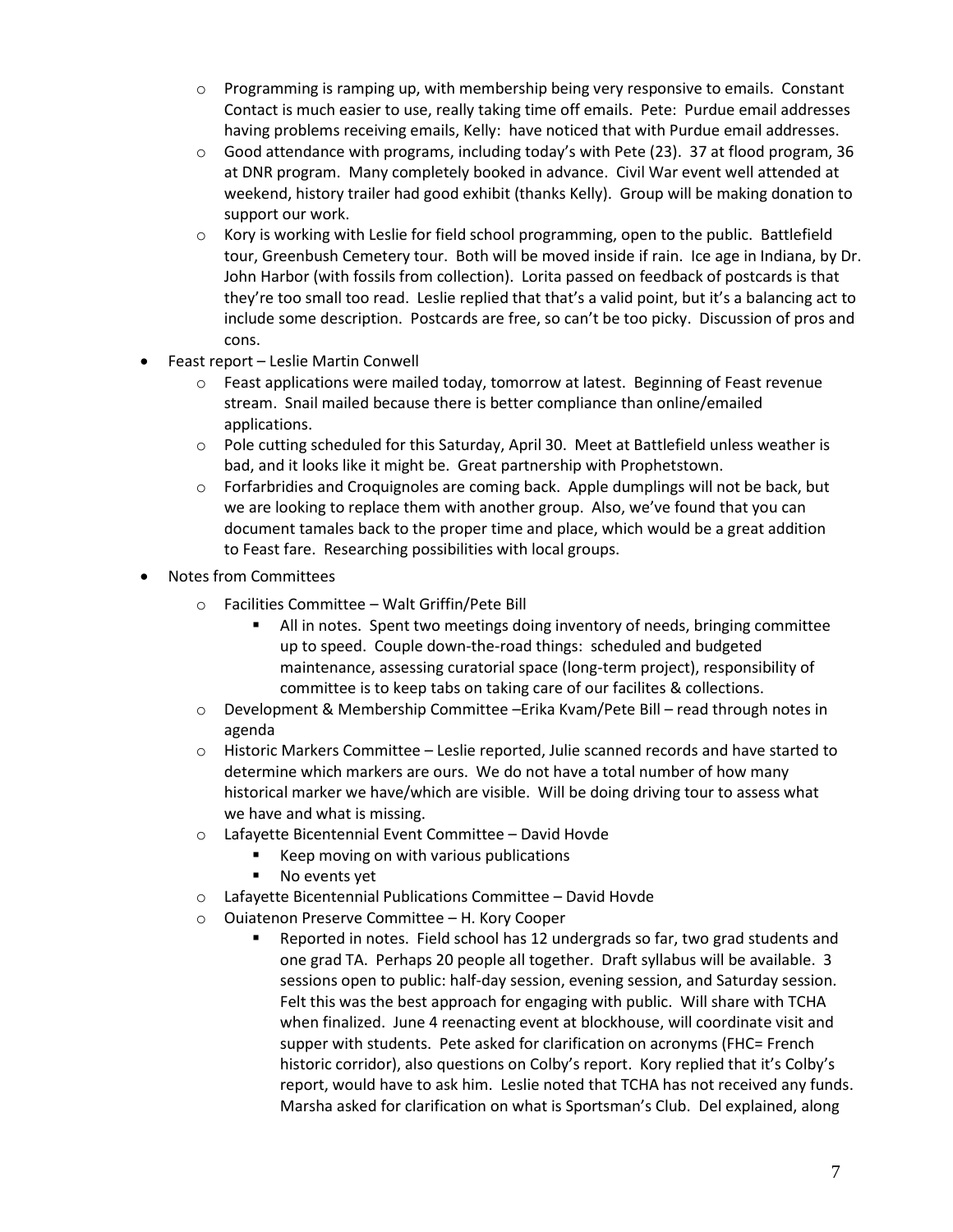- Programming is ramping up, with membership being very responsive to emails. Constant Contact is much easier to use, really taking time off emails. Pete: Purdue email addresses having problems receiving emails, Kelly: have noticed that with Purdue email addresses.
  - Good attendance with programs, including today's with Pete (23). 37 at flood program, 36 at DNR program. Many completely booked in advance. Civil War event well attended at weekend, history trailer had good exhibit (thanks Kelly). Group will be making donation to support our work.
  - Kory is working with Leslie for field school programming, open to the public. Battlefield tour, Greenbush Cemetery tour. Both will be moved inside if rain. Ice age in Indiana, by Dr. John Harbor (with fossils from collection). Lorita passed on feedback of postcards is that they're too small too read. Leslie replied that that's a valid point, but it's a balancing act to include some description. Postcards are free, so can't be too picky. Discussion of pros and cons.
- Feast report – Leslie Martin Conwell
  - Feast applications were mailed today, tomorrow at latest. Beginning of Feast revenue stream. Snail mailed because there is better compliance than online/emailed applications.
  - Pole cutting scheduled for this Saturday, April 30. Meet at Battlefield unless weather is bad, and it looks like it might be. Great partnership with Prophetstown.
  - Forfarbridies and Croquignoles are coming back. Apple dumplings will not be back, but we are looking to replace them with another group. Also, we've found that you can document tamales back to the proper time and place, which would be a great addition to Feast fare. Researching possibilities with local groups.
- Notes from Committees
  - Facilities Committee – Walt Griffin/Pete Bill
    - All in notes. Spent two meetings doing inventory of needs, bringing committee up to speed. Couple down-the-road things: scheduled and budgeted maintenance, assessing curatorial space (long-term project), responsibility of committee is to keep tabs on taking care of our facilites & collections.
  - Development & Membership Committee –Erika Kvam/Pete Bill – read through notes in agenda
  - Historic Markers Committee – Leslie reported, Julie scanned records and have started to determine which markers are ours. We do not have a total number of how many historical marker we have/which are visible. Will be doing driving tour to assess what we have and what is missing.
  - Lafayette Bicentennial Event Committee – David Hovde
    - Keep moving on with various publications
    - No events yet
  - Lafayette Bicentennial Publications Committee – David Hovde
  - Ouiatenon Preserve Committee – H. Kory Cooper
    - Reported in notes. Field school has 12 undergrads so far, two grad students and one grad TA. Perhaps 20 people all together. Draft syllabus will be available. 3 sessions open to public: half-day session, evening session, and Saturday session. Felt this was the best approach for engaging with public. Will share with TCHA when finalized. June 4 reenacting event at blockhouse, will coordinate visit and supper with students. Pete asked for clarification on acronyms (FHC= French historic corridor), also questions on Colby's report. Kory replied that it's Colby's report, would have to ask him. Leslie noted that TCHA has not received any funds. Marsha asked for clarification on what is Sportsman's Club. Del explained, along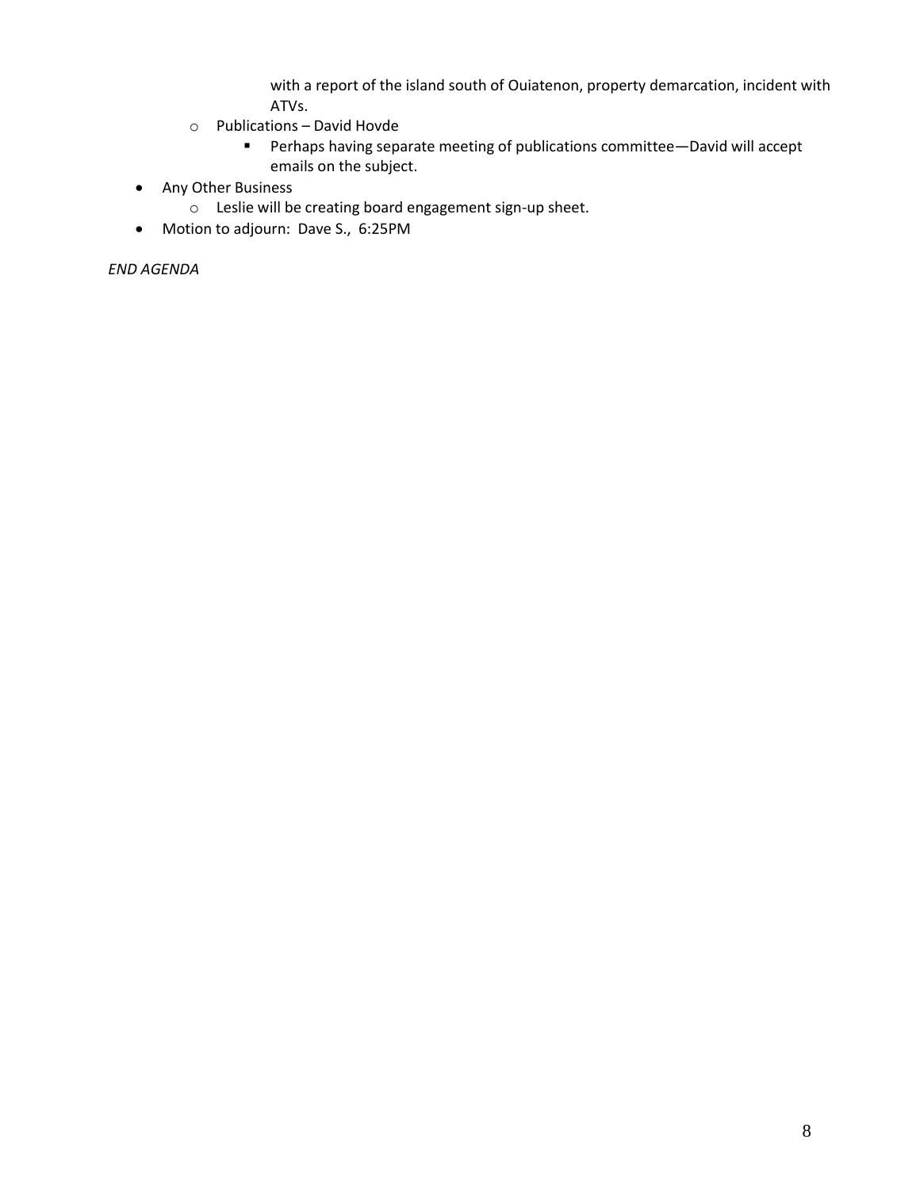- with a report of the island south of Ouiatenon, property demarcation, incident with ATVs.
    - Publications – David Hovde
        - Perhaps having separate meeting of publications committee—David will accept emails on the subject.
- Any Other Business
    - Leslie will be creating board engagement sign-up sheet.
- Motion to adjourn: Dave S., 6:25PM

*END AGENDA*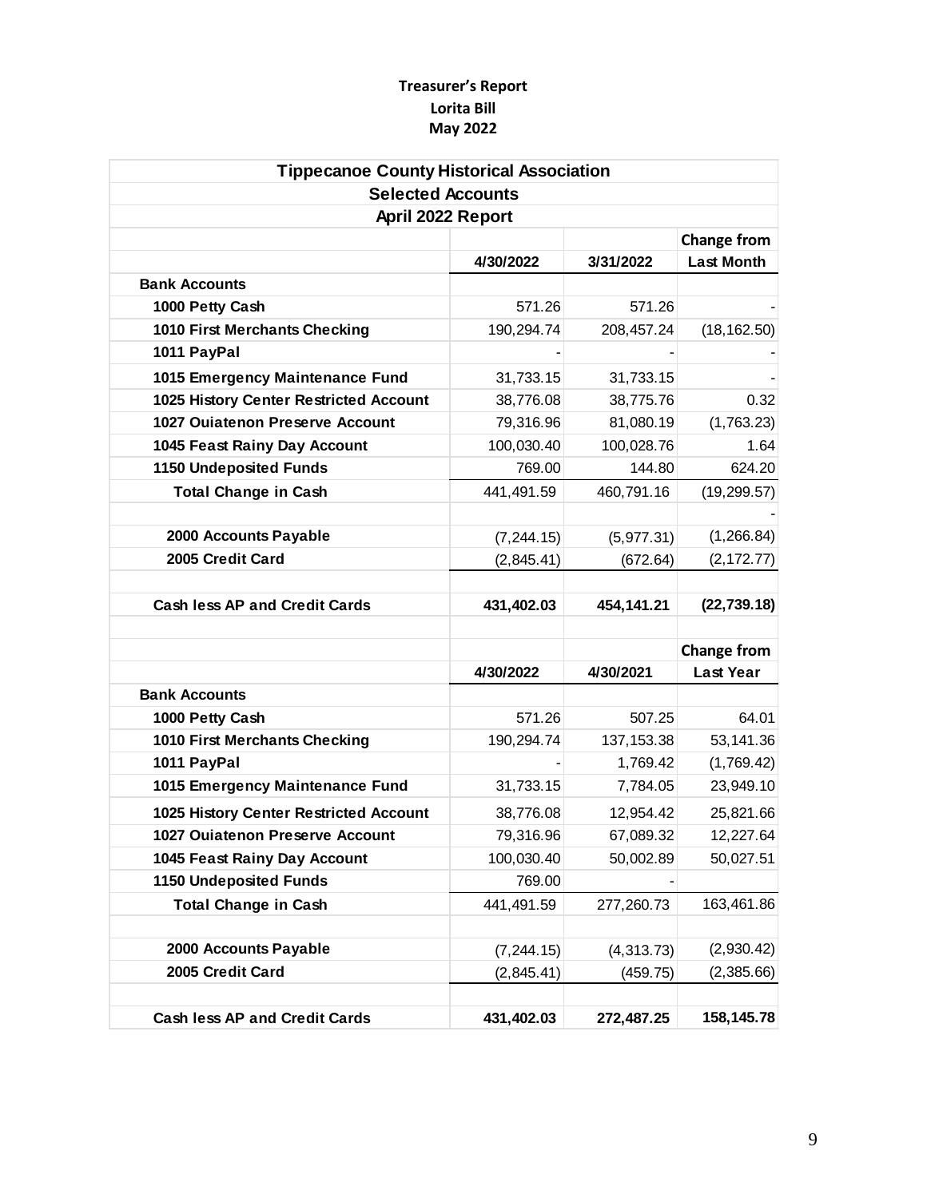**Treasurer's Report**
**Lorita Bill**
**May 2022**

| Tippecanoe County Historical Association | | | |
|---|---|---|---|
| **Selected Accounts** | | | |
| **April 2022 Report** | | | |
| | | | **Change from** |
| | **4/30/2022** | **3/31/2022** | **Last Month** |
| **Bank Accounts** | | | |
| **1000 Petty Cash** | 571.26 | 571.26 | - |
| **1010 First Merchants Checking** | 190,294.74 | 208,457.24 | (18,162.50) |
| **1011 PayPal** | - | - | - |
| **1015 Emergency Maintenance Fund** | 31,733.15 | 31,733.15 | - |
| **1025 History Center Restricted Account** | 38,776.08 | 38,775.76 | 0.32 |
| **1027 Ouiatenon Preserve Account** | 79,316.96 | 81,080.19 | (1,763.23) |
| **1045 Feast Rainy Day Account** | 100,030.40 | 100,028.76 | 1.64 |
| **1150 Undeposited Funds** | 769.00 | 144.80 | 624.20 |
| **Total Change in Cash** | 441,491.59 | 460,791.16 | (19,299.57) |
| | | | - |
| **2000 Accounts Payable** | (7,244.15) | (5,977.31) | (1,266.84) |
| **2005 Credit Card** | (2,845.41) | (672.64) | (2,172.77) |
| | | | |
| **Cash less AP and Credit Cards** | **431,402.03** | **454,141.21** | **(22,739.18)** |
| | | | |
| | | | **Change from** |
| | **4/30/2022** | **4/30/2021** | **Last Year** |
| **Bank Accounts** | | | |
| **1000 Petty Cash** | 571.26 | 507.25 | 64.01 |
| **1010 First Merchants Checking** | 190,294.74 | 137,153.38 | 53,141.36 |
| **1011 PayPal** | - | 1,769.42 | (1,769.42) |
| **1015 Emergency Maintenance Fund** | 31,733.15 | 7,784.05 | 23,949.10 |
| **1025 History Center Restricted Account** | 38,776.08 | 12,954.42 | 25,821.66 |
| **1027 Ouiatenon Preserve Account** | 79,316.96 | 67,089.32 | 12,227.64 |
| **1045 Feast Rainy Day Account** | 100,030.40 | 50,002.89 | 50,027.51 |
| **1150 Undeposited Funds** | 769.00 | - | |
| **Total Change in Cash** | 441,491.59 | 277,260.73 | 163,461.86 |
| | | | |
| **2000 Accounts Payable** | (7,244.15) | (4,313.73) | (2,930.42) |
| **2005 Credit Card** | (2,845.41) | (459.75) | (2,385.66) |
| | | | |
| **Cash less AP and Credit Cards** | **431,402.03** | **272,487.25** | **158,145.78** |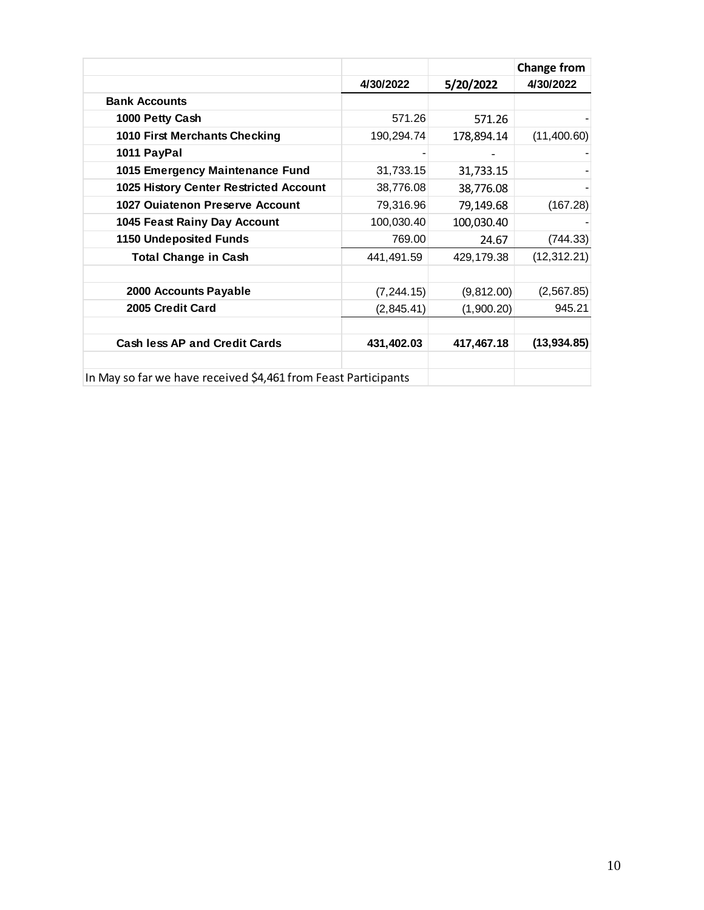| | 4/30/2022 | 5/20/2022 | Change from 4/30/2022 |
|---|---|---|---|
| **Bank Accounts** | | | |
| **1000 Petty Cash** | 571.26 | 571.26 | - |
| **1010 First Merchants Checking** | 190,294.74 | 178,894.14 | (11,400.60) |
| **1011 PayPal** | - | - | - |
| **1015 Emergency Maintenance Fund** | 31,733.15 | 31,733.15 | - |
| **1025 History Center Restricted Account** | 38,776.08 | 38,776.08 | - |
| **1027 Ouiatenon Preserve Account** | 79,316.96 | 79,149.68 | (167.28) |
| **1045 Feast Rainy Day Account** | 100,030.40 | 100,030.40 | - |
| **1150 Undeposited Funds** | 769.00 | 24.67 | (744.33) |
| **Total Change in Cash** | 441,491.59 | 429,179.38 | (12,312.21) |
| | | | |
| **2000 Accounts Payable** | (7,244.15) | (9,812.00) | (2,567.85) |
| **2005 Credit Card** | (2,845.41) | (1,900.20) | 945.21 |
| | | | |
| **Cash less AP and Credit Cards** | **431,402.03** | **417,467.18** | **(13,934.85)** |
| | | | |
| In May so far we have received $4,461 from Feast Participants | | | |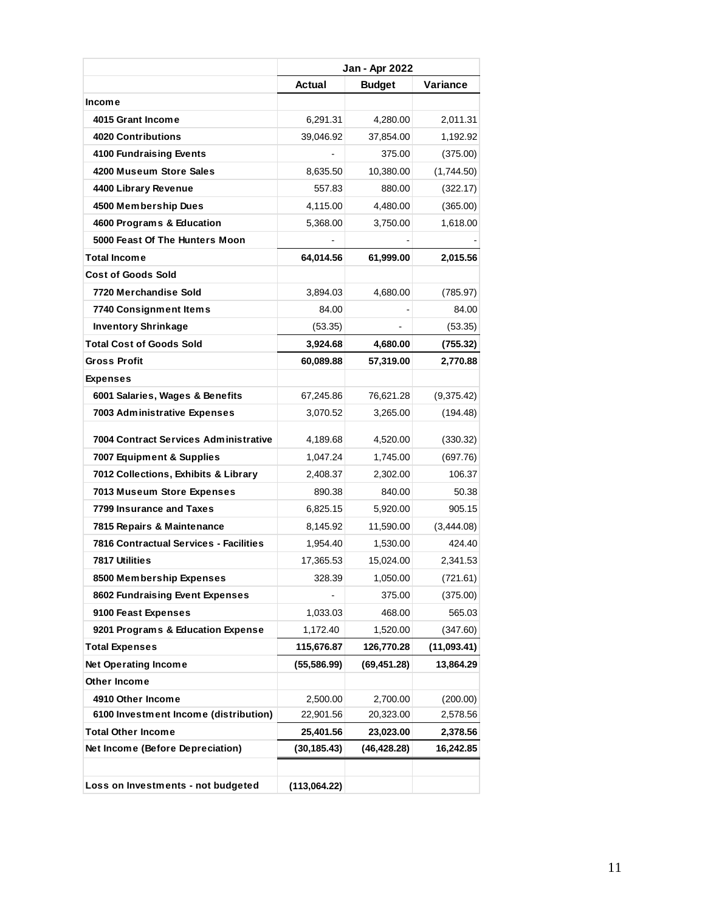| | Jan - Apr 2022 | | |
|---|---|---|---|
| | **Actual** | **Budget** | **Variance** |
| **Income** | | | |
| **4015 Grant Income** | 6,291.31 | 4,280.00 | 2,011.31 |
| **4020 Contributions** | 39,046.92 | 37,854.00 | 1,192.92 |
| **4100 Fundraising Events** | - | 375.00 | (375.00) |
| **4200 Museum Store Sales** | 8,635.50 | 10,380.00 | (1,744.50) |
| **4400 Library Revenue** | 557.83 | 880.00 | (322.17) |
| **4500 Membership Dues** | 4,115.00 | 4,480.00 | (365.00) |
| **4600 Programs & Education** | 5,368.00 | 3,750.00 | 1,618.00 |
| **5000 Feast Of The Hunters Moon** | - | - | - |
| **Total Income** | **64,014.56** | **61,999.00** | **2,015.56** |
| **Cost of Goods Sold** | | | |
| **7720 Merchandise Sold** | 3,894.03 | 4,680.00 | (785.97) |
| **7740 Consignment Items** | 84.00 | - | 84.00 |
| **Inventory Shrinkage** | (53.35) | - | (53.35) |
| **Total Cost of Goods Sold** | **3,924.68** | **4,680.00** | **(755.32)** |
| **Gross Profit** | **60,089.88** | **57,319.00** | **2,770.88** |
| **Expenses** | | | |
| **6001 Salaries, Wages & Benefits** | 67,245.86 | 76,621.28 | (9,375.42) |
| **7003 Administrative Expenses** | 3,070.52 | 3,265.00 | (194.48) |
| **7004 Contract Services Administrative** | 4,189.68 | 4,520.00 | (330.32) |
| **7007 Equipment & Supplies** | 1,047.24 | 1,745.00 | (697.76) |
| **7012 Collections, Exhibits & Library** | 2,408.37 | 2,302.00 | 106.37 |
| **7013 Museum Store Expenses** | 890.38 | 840.00 | 50.38 |
| **7799 Insurance and Taxes** | 6,825.15 | 5,920.00 | 905.15 |
| **7815 Repairs & Maintenance** | 8,145.92 | 11,590.00 | (3,444.08) |
| **7816 Contractual Services - Facilities** | 1,954.40 | 1,530.00 | 424.40 |
| **7817 Utilities** | 17,365.53 | 15,024.00 | 2,341.53 |
| **8500 Membership Expenses** | 328.39 | 1,050.00 | (721.61) |
| **8602 Fundraising Event Expenses** | - | 375.00 | (375.00) |
| **9100 Feast Expenses** | 1,033.03 | 468.00 | 565.03 |
| **9201 Programs & Education Expense** | 1,172.40 | 1,520.00 | (347.60) |
| **Total Expenses** | **115,676.87** | **126,770.28** | **(11,093.41)** |
| **Net Operating Income** | **(55,586.99)** | **(69,451.28)** | **13,864.29** |
| **Other Income** | | | |
| **4910 Other Income** | 2,500.00 | 2,700.00 | (200.00) |
| **6100 Investment Income (distribution)** | 22,901.56 | 20,323.00 | 2,578.56 |
| **Total Other Income** | **25,401.56** | **23,023.00** | **2,378.56** |
| **Net Income (Before Depreciation)** | **(30,185.43)** | **(46,428.28)** | **16,242.85** |
| | | | |
| **Loss on Investments - not budgeted** | **(113,064.22)** | | |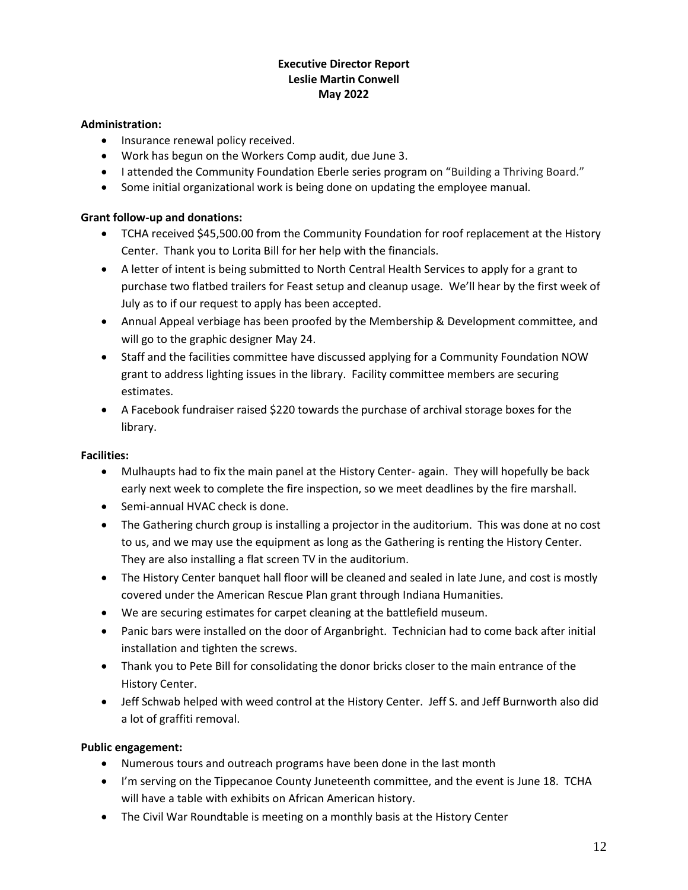**Executive Director Report**
**Leslie Martin Conwell**
**May 2022**

**Administration:**

- Insurance renewal policy received.
- Work has begun on the Workers Comp audit, due June 3.
- I attended the Community Foundation Eberle series program on "Building a Thriving Board."
- Some initial organizational work is being done on updating the employee manual.

**Grant follow-up and donations:**

- TCHA received $45,500.00 from the Community Foundation for roof replacement at the History Center. Thank you to Lorita Bill for her help with the financials.
- A letter of intent is being submitted to North Central Health Services to apply for a grant to purchase two flatbed trailers for Feast setup and cleanup usage. We'll hear by the first week of July as to if our request to apply has been accepted.
- Annual Appeal verbiage has been proofed by the Membership & Development committee, and will go to the graphic designer May 24.
- Staff and the facilities committee have discussed applying for a Community Foundation NOW grant to address lighting issues in the library. Facility committee members are securing estimates.
- A Facebook fundraiser raised $220 towards the purchase of archival storage boxes for the library.

**Facilities:**

- Mulhaupts had to fix the main panel at the History Center- again. They will hopefully be back early next week to complete the fire inspection, so we meet deadlines by the fire marshall.
- Semi-annual HVAC check is done.
- The Gathering church group is installing a projector in the auditorium. This was done at no cost to us, and we may use the equipment as long as the Gathering is renting the History Center. They are also installing a flat screen TV in the auditorium.
- The History Center banquet hall floor will be cleaned and sealed in late June, and cost is mostly covered under the American Rescue Plan grant through Indiana Humanities.
- We are securing estimates for carpet cleaning at the battlefield museum.
- Panic bars were installed on the door of Arganbright. Technician had to come back after initial installation and tighten the screws.
- Thank you to Pete Bill for consolidating the donor bricks closer to the main entrance of the History Center.
- Jeff Schwab helped with weed control at the History Center. Jeff S. and Jeff Burnworth also did a lot of graffiti removal.

**Public engagement:**

- Numerous tours and outreach programs have been done in the last month
- I'm serving on the Tippecanoe County Juneteenth committee, and the event is June 18. TCHA will have a table with exhibits on African American history.
- The Civil War Roundtable is meeting on a monthly basis at the History Center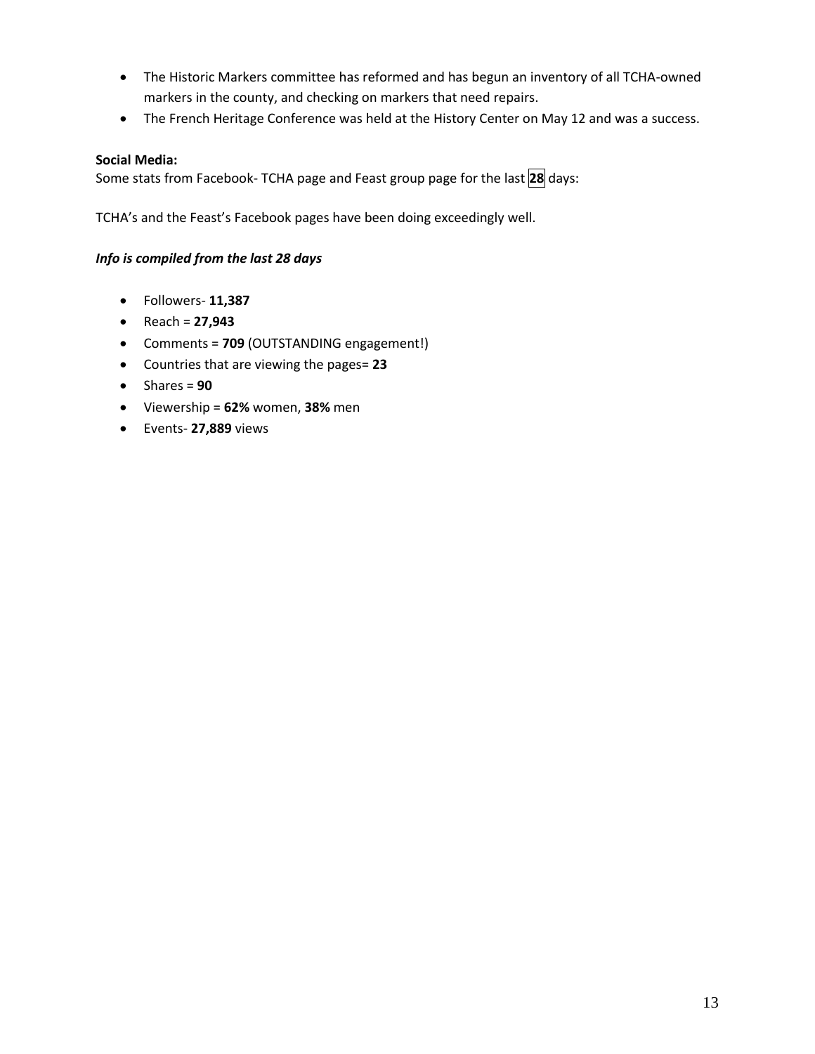- The Historic Markers committee has reformed and has begun an inventory of all TCHA-owned markers in the county, and checking on markers that need repairs.
- The French Heritage Conference was held at the History Center on May 12 and was a success.

**Social Media:**
Some stats from Facebook- TCHA page and Feast group page for the last **28** days:

TCHA's and the Feast's Facebook pages have been doing exceedingly well.

***Info is compiled from the last 28 days***

- Followers- **11,387**
- Reach = **27,943**
- Comments = **709** (OUTSTANDING engagement!)
- Countries that are viewing the pages= **23**
- Shares = **90**
- Viewership = **62%** women, **38%** men
- Events- **27,889** views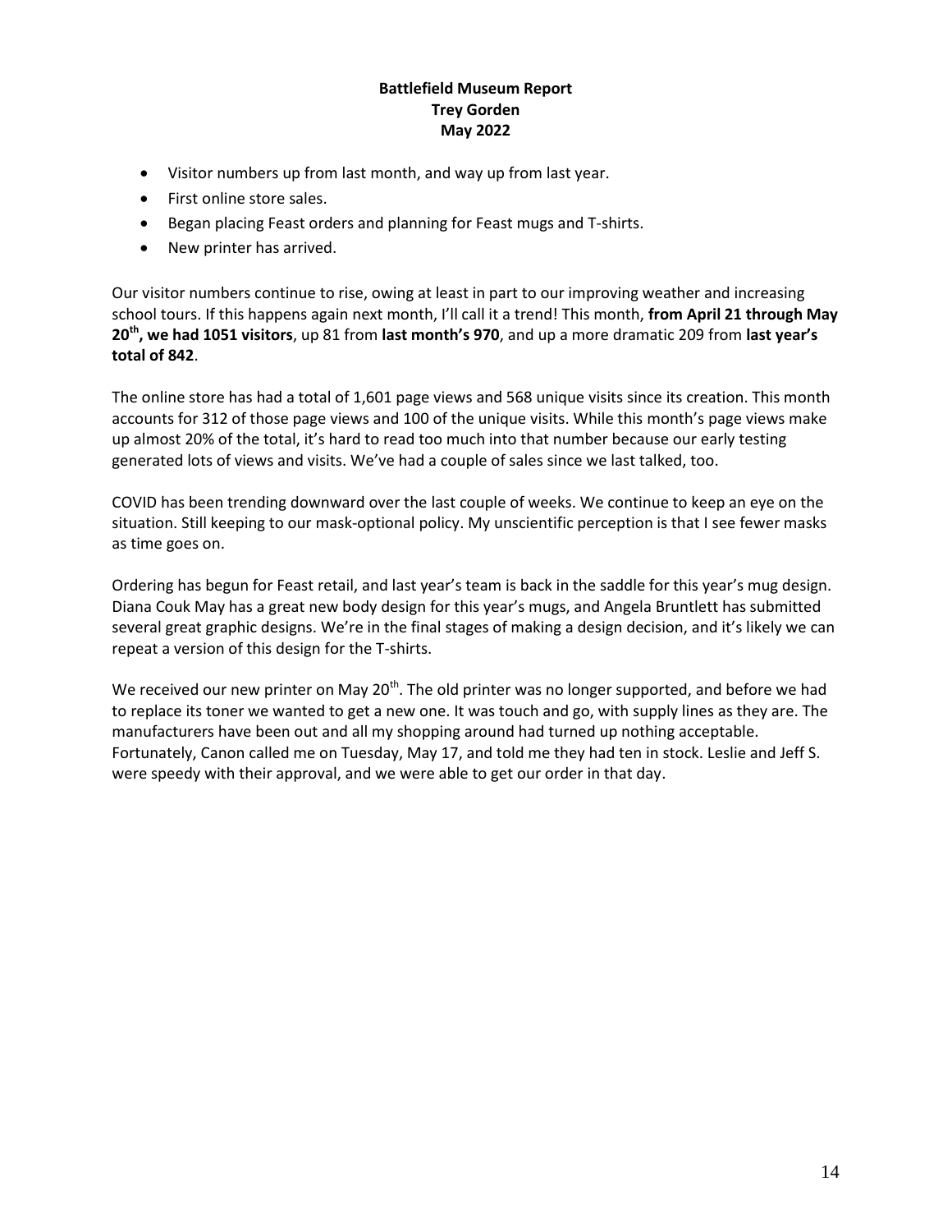**Battlefield Museum Report**
**Trey Gorden**
**May 2022**

- Visitor numbers up from last month, and way up from last year.
- First online store sales.
- Began placing Feast orders and planning for Feast mugs and T-shirts.
- New printer has arrived.

Our visitor numbers continue to rise, owing at least in part to our improving weather and increasing school tours. If this happens again next month, I'll call it a trend! This month, **from April 21 through May 20th, we had 1051 visitors**, up 81 from **last month's 970**, and up a more dramatic 209 from **last year's total of 842**.

The online store has had a total of 1,601 page views and 568 unique visits since its creation. This month accounts for 312 of those page views and 100 of the unique visits. While this month's page views make up almost 20% of the total, it's hard to read too much into that number because our early testing generated lots of views and visits. We've had a couple of sales since we last talked, too.

COVID has been trending downward over the last couple of weeks. We continue to keep an eye on the situation. Still keeping to our mask-optional policy. My unscientific perception is that I see fewer masks as time goes on.

Ordering has begun for Feast retail, and last year's team is back in the saddle for this year's mug design. Diana Couk May has a great new body design for this year's mugs, and Angela Bruntlett has submitted several great graphic designs. We're in the final stages of making a design decision, and it's likely we can repeat a version of this design for the T-shirts.

We received our new printer on May 20th. The old printer was no longer supported, and before we had to replace its toner we wanted to get a new one. It was touch and go, with supply lines as they are. The manufacturers have been out and all my shopping around had turned up nothing acceptable. Fortunately, Canon called me on Tuesday, May 17, and told me they had ten in stock. Leslie and Jeff S. were speedy with their approval, and we were able to get our order in that day.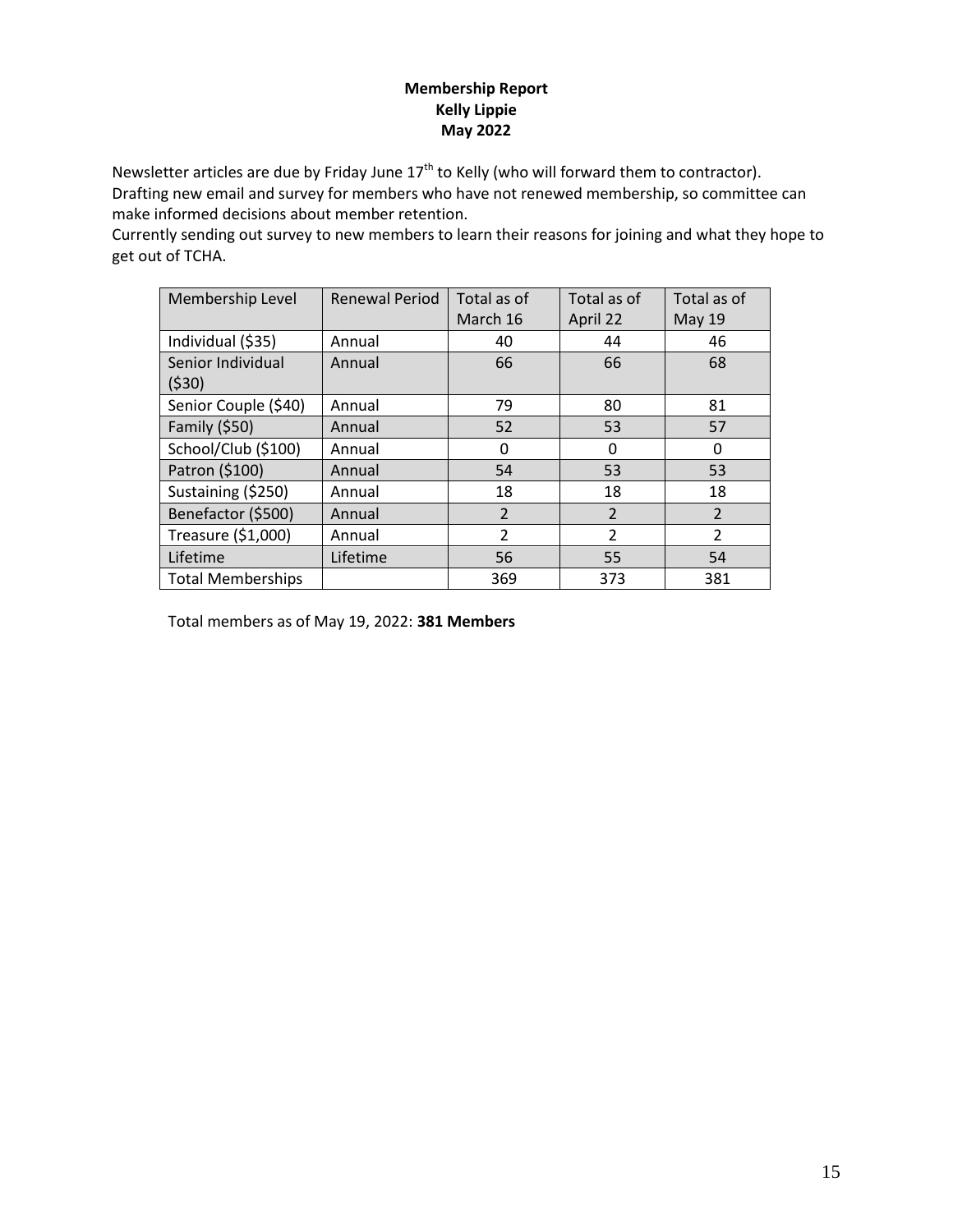**Membership Report**
**Kelly Lippie**
**May 2022**

Newsletter articles are due by Friday June 17th to Kelly (who will forward them to contractor).
Drafting new email and survey for members who have not renewed membership, so committee can make informed decisions about member retention.
Currently sending out survey to new members to learn their reasons for joining and what they hope to get out of TCHA.

| Membership Level | Renewal Period | Total as of March 16 | Total as of April 22 | Total as of May 19 |
|---|---|---|---|---|
| Individual ($35) | Annual | 40 | 44 | 46 |
| Senior Individual ($30) | Annual | 66 | 66 | 68 |
| Senior Couple ($40) | Annual | 79 | 80 | 81 |
| Family ($50) | Annual | 52 | 53 | 57 |
| School/Club ($100) | Annual | 0 | 0 | 0 |
| Patron ($100) | Annual | 54 | 53 | 53 |
| Sustaining ($250) | Annual | 18 | 18 | 18 |
| Benefactor ($500) | Annual | 2 | 2 | 2 |
| Treasure ($1,000) | Annual | 2 | 2 | 2 |
| Lifetime | Lifetime | 56 | 55 | 54 |
| Total Memberships | | 369 | 373 | 381 |

Total members as of May 19, 2022: **381 Members**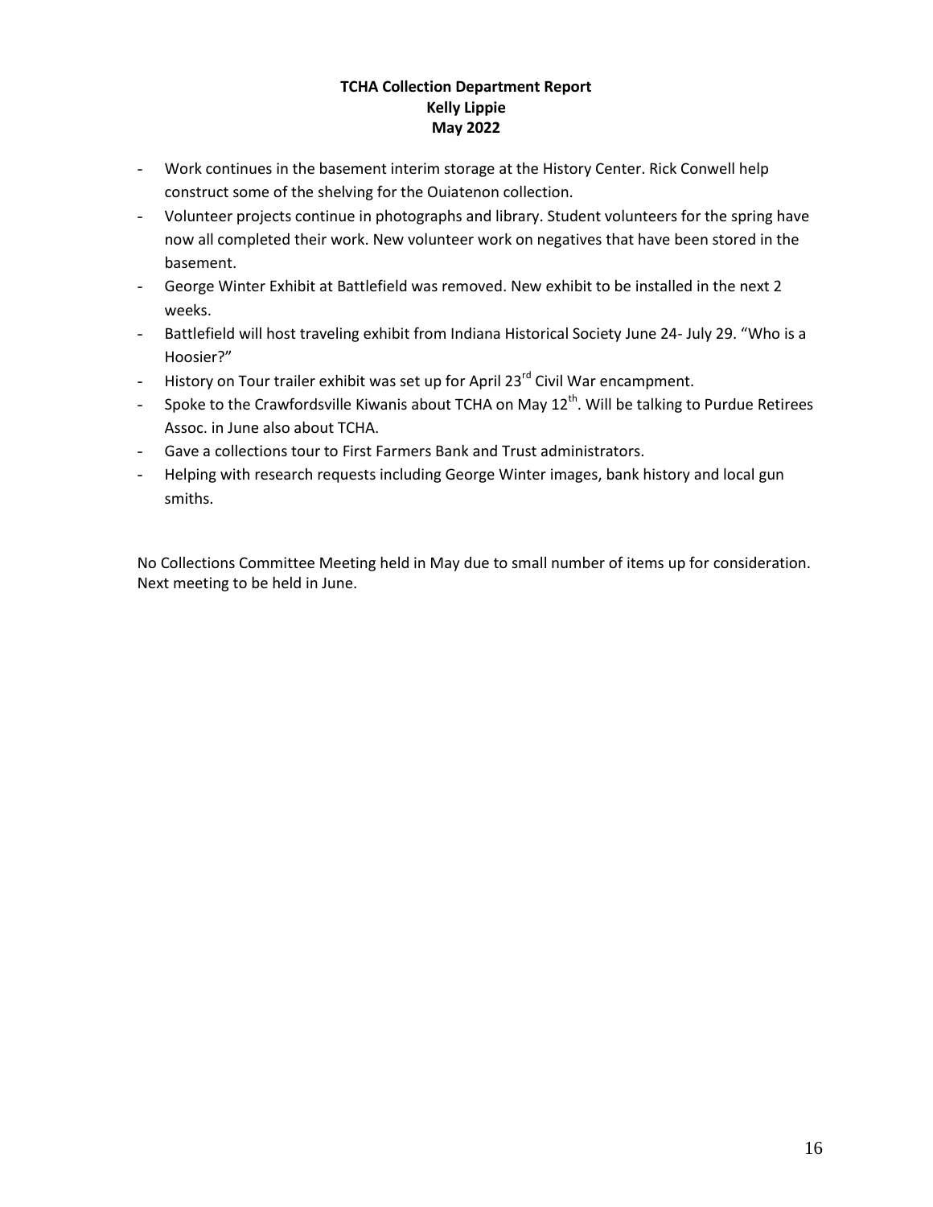**TCHA Collection Department Report**
**Kelly Lippie**
**May 2022**

- Work continues in the basement interim storage at the History Center. Rick Conwell help construct some of the shelving for the Ouiatenon collection.
- Volunteer projects continue in photographs and library. Student volunteers for the spring have now all completed their work. New volunteer work on negatives that have been stored in the basement.
- George Winter Exhibit at Battlefield was removed. New exhibit to be installed in the next 2 weeks.
- Battlefield will host traveling exhibit from Indiana Historical Society June 24- July 29. "Who is a Hoosier?"
- History on Tour trailer exhibit was set up for April 23rd Civil War encampment.
- Spoke to the Crawfordsville Kiwanis about TCHA on May 12th. Will be talking to Purdue Retirees Assoc. in June also about TCHA.
- Gave a collections tour to First Farmers Bank and Trust administrators.
- Helping with research requests including George Winter images, bank history and local gun smiths.

No Collections Committee Meeting held in May due to small number of items up for consideration. Next meeting to be held in June.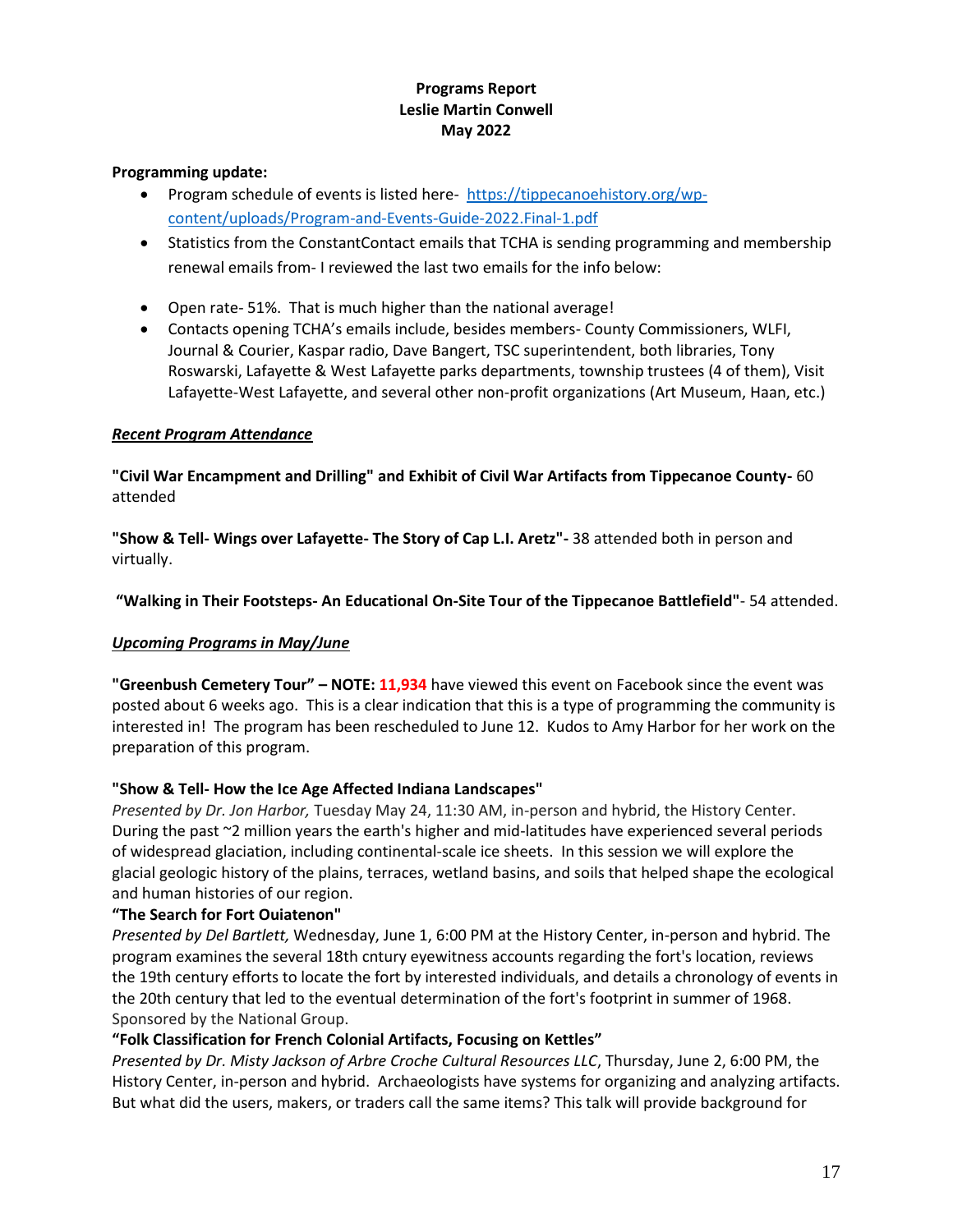**Programs Report**
**Leslie Martin Conwell**
**May 2022**

**Programming update:**

- Program schedule of events is listed here- [https://tippecanoehistory.org/wp-content/uploads/Program-and-Events-Guide-2022.Final-1.pdf](https://tippecanoehistory.org/wp-content/uploads/Program-and-Events-Guide-2022.Final-1.pdf)
- Statistics from the ConstantContact emails that TCHA is sending programming and membership renewal emails from- I reviewed the last two emails for the info below:

- Open rate- 51%. That is much higher than the national average!
- Contacts opening TCHA's emails include, besides members- County Commissioners, WLFI, Journal & Courier, Kaspar radio, Dave Bangert, TSC superintendent, both libraries, Tony Roswarski, Lafayette & West Lafayette parks departments, township trustees (4 of them), Visit Lafayette-West Lafayette, and several other non-profit organizations (Art Museum, Haan, etc.)

***<u>Recent Program Attendance</u>***

**"Civil War Encampment and Drilling" and Exhibit of Civil War Artifacts from Tippecanoe County-** 60 attended

**"Show & Tell- Wings over Lafayette- The Story of Cap L.I. Aretz"-** 38 attended both in person and virtually.

**"Walking in Their Footsteps- An Educational On-Site Tour of the Tippecanoe Battlefield"**- 54 attended.

***<u>Upcoming Programs in May/June</u>***

**"Greenbush Cemetery Tour" – NOTE: 11,934** have viewed this event on Facebook since the event was posted about 6 weeks ago. This is a clear indication that this is a type of programming the community is interested in! The program has been rescheduled to June 12. Kudos to Amy Harbor for her work on the preparation of this program.

**"Show & Tell- How the Ice Age Affected Indiana Landscapes"**
*Presented by Dr. Jon Harbor,* Tuesday May 24, 11:30 AM, in-person and hybrid, the History Center. During the past ~2 million years the earth's higher and mid-latitudes have experienced several periods of widespread glaciation, including continental-scale ice sheets. In this session we will explore the glacial geologic history of the plains, terraces, wetland basins, and soils that helped shape the ecological and human histories of our region.

**"The Search for Fort Ouiatenon"**
*Presented by Del Bartlett,* Wednesday, June 1, 6:00 PM at the History Center, in-person and hybrid. The program examines the several 18th cntury eyewitness accounts regarding the fort's location, reviews the 19th century efforts to locate the fort by interested individuals, and details a chronology of events in the 20th century that led to the eventual determination of the fort's footprint in summer of 1968. Sponsored by the National Group.

**"Folk Classification for French Colonial Artifacts, Focusing on Kettles"**
*Presented by Dr. Misty Jackson of Arbre Croche Cultural Resources LLC*, Thursday, June 2, 6:00 PM, the History Center, in-person and hybrid. Archaeologists have systems for organizing and analyzing artifacts. But what did the users, makers, or traders call the same items? This talk will provide background for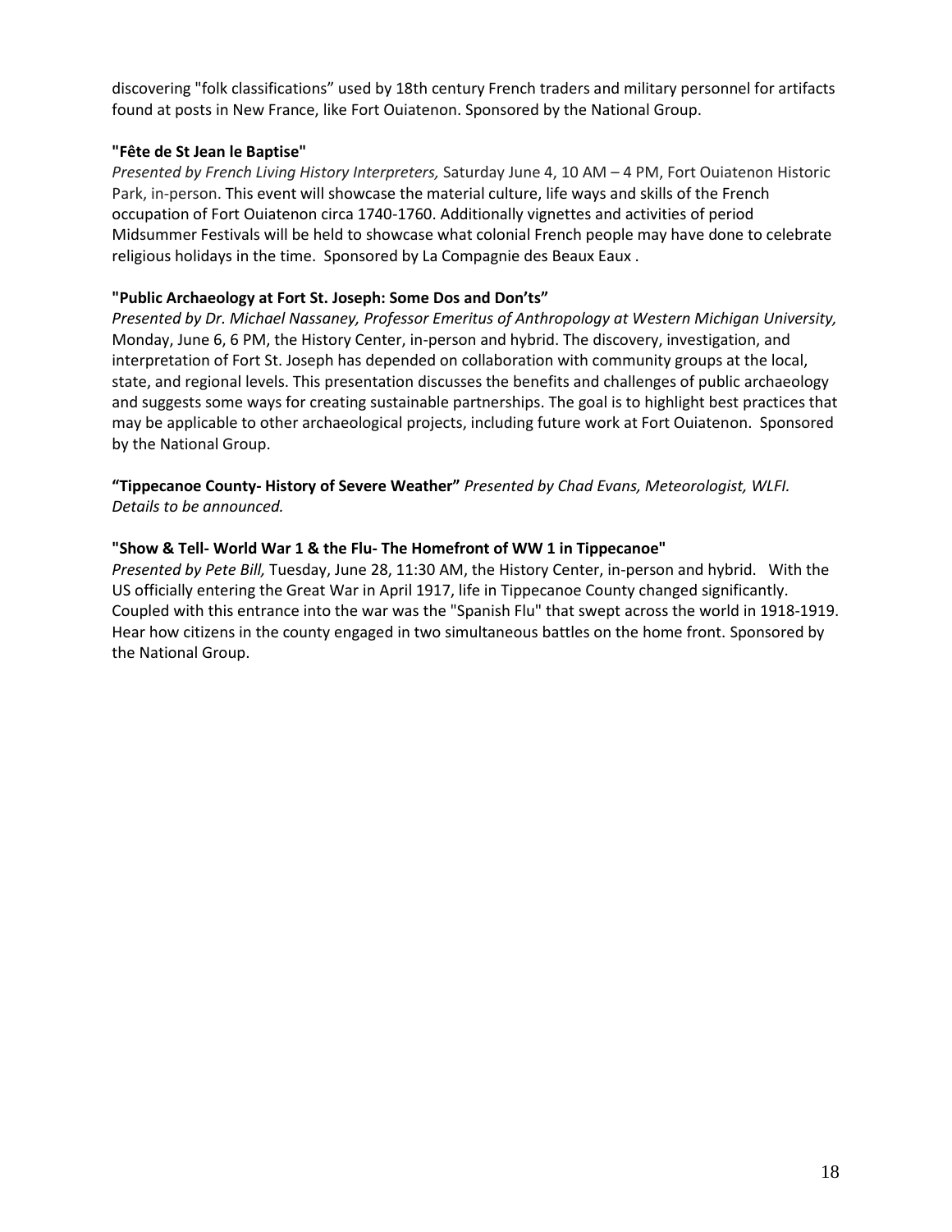discovering "folk classifications" used by 18th century French traders and military personnel for artifacts found at posts in New France, like Fort Ouiatenon. Sponsored by the National Group.

**"Fête de St Jean le Baptise"**

*Presented by French Living History Interpreters,* Saturday June 4, 10 AM – 4 PM, Fort Ouiatenon Historic Park, in-person. This event will showcase the material culture, life ways and skills of the French occupation of Fort Ouiatenon circa 1740-1760. Additionally vignettes and activities of period Midsummer Festivals will be held to showcase what colonial French people may have done to celebrate religious holidays in the time. Sponsored by La Compagnie des Beaux Eaux .

**"Public Archaeology at Fort St. Joseph: Some Dos and Don'ts"**

*Presented by Dr. Michael Nassaney, Professor Emeritus of Anthropology at Western Michigan University,* Monday, June 6, 6 PM, the History Center, in-person and hybrid. The discovery, investigation, and interpretation of Fort St. Joseph has depended on collaboration with community groups at the local, state, and regional levels. This presentation discusses the benefits and challenges of public archaeology and suggests some ways for creating sustainable partnerships. The goal is to highlight best practices that may be applicable to other archaeological projects, including future work at Fort Ouiatenon. Sponsored by the National Group.

**"Tippecanoe County- History of Severe Weather"** *Presented by Chad Evans, Meteorologist, WLFI. Details to be announced.*

**"Show & Tell- World War 1 & the Flu- The Homefront of WW 1 in Tippecanoe"**

*Presented by Pete Bill,* Tuesday, June 28, 11:30 AM, the History Center, in-person and hybrid. With the US officially entering the Great War in April 1917, life in Tippecanoe County changed significantly. Coupled with this entrance into the war was the "Spanish Flu" that swept across the world in 1918-1919. Hear how citizens in the county engaged in two simultaneous battles on the home front. Sponsored by the National Group.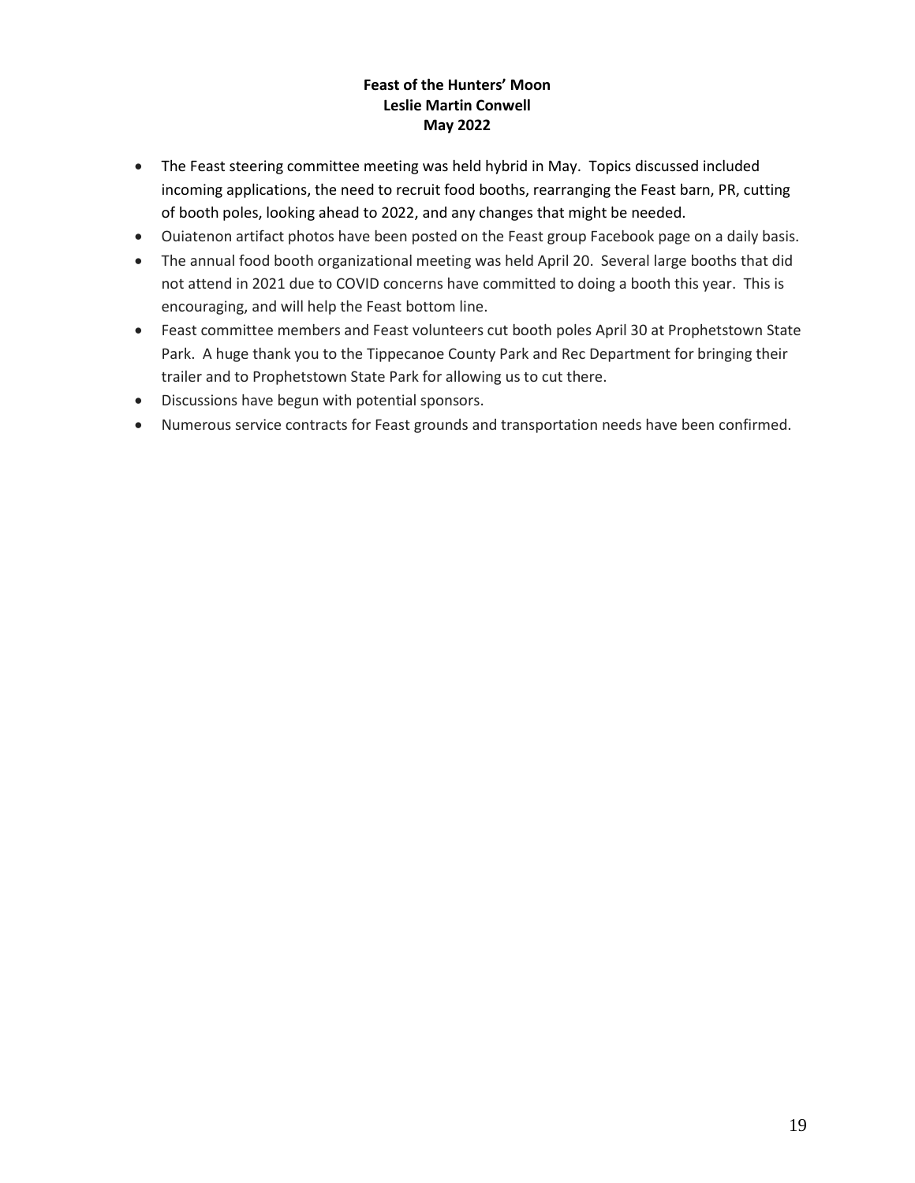**Feast of the Hunters' Moon**
**Leslie Martin Conwell**
**May 2022**

- The Feast steering committee meeting was held hybrid in May. Topics discussed included incoming applications, the need to recruit food booths, rearranging the Feast barn, PR, cutting of booth poles, looking ahead to 2022, and any changes that might be needed.
- Ouiatenon artifact photos have been posted on the Feast group Facebook page on a daily basis.
- The annual food booth organizational meeting was held April 20. Several large booths that did not attend in 2021 due to COVID concerns have committed to doing a booth this year. This is encouraging, and will help the Feast bottom line.
- Feast committee members and Feast volunteers cut booth poles April 30 at Prophetstown State Park. A huge thank you to the Tippecanoe County Park and Rec Department for bringing their trailer and to Prophetstown State Park for allowing us to cut there.
- Discussions have begun with potential sponsors.
- Numerous service contracts for Feast grounds and transportation needs have been confirmed.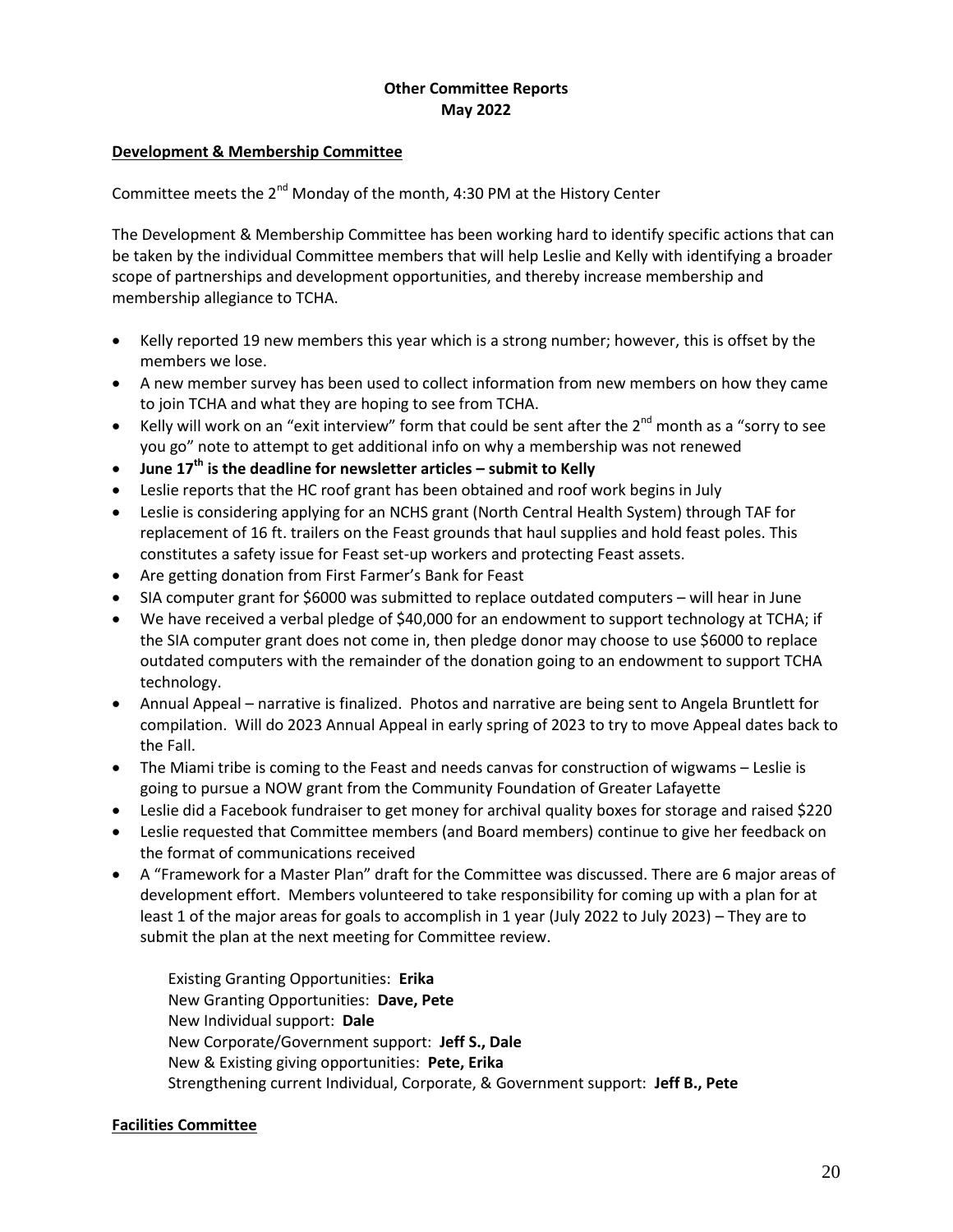# Other Committee Reports
## May 2022

**Development & Membership Committee**

Committee meets the 2nd Monday of the month, 4:30 PM at the History Center

The Development & Membership Committee has been working hard to identify specific actions that can be taken by the individual Committee members that will help Leslie and Kelly with identifying a broader scope of partnerships and development opportunities, and thereby increase membership and membership allegiance to TCHA.

- Kelly reported 19 new members this year which is a strong number; however, this is offset by the members we lose.
- A new member survey has been used to collect information from new members on how they came to join TCHA and what they are hoping to see from TCHA.
- Kelly will work on an "exit interview" form that could be sent after the 2nd month as a "sorry to see you go" note to attempt to get additional info on why a membership was not renewed
- **June 17th is the deadline for newsletter articles – submit to Kelly**
- Leslie reports that the HC roof grant has been obtained and roof work begins in July
- Leslie is considering applying for an NCHS grant (North Central Health System) through TAF for replacement of 16 ft. trailers on the Feast grounds that haul supplies and hold feast poles. This constitutes a safety issue for Feast set-up workers and protecting Feast assets.
- Are getting donation from First Farmer's Bank for Feast
- SIA computer grant for $6000 was submitted to replace outdated computers – will hear in June
- We have received a verbal pledge of $40,000 for an endowment to support technology at TCHA; if the SIA computer grant does not come in, then pledge donor may choose to use $6000 to replace outdated computers with the remainder of the donation going to an endowment to support TCHA technology.
- Annual Appeal – narrative is finalized. Photos and narrative are being sent to Angela Bruntlett for compilation. Will do 2023 Annual Appeal in early spring of 2023 to try to move Appeal dates back to the Fall.
- The Miami tribe is coming to the Feast and needs canvas for construction of wigwams – Leslie is going to pursue a NOW grant from the Community Foundation of Greater Lafayette
- Leslie did a Facebook fundraiser to get money for archival quality boxes for storage and raised $220
- Leslie requested that Committee members (and Board members) continue to give her feedback on the format of communications received
- A "Framework for a Master Plan" draft for the Committee was discussed. There are 6 major areas of development effort. Members volunteered to take responsibility for coming up with a plan for at least 1 of the major areas for goals to accomplish in 1 year (July 2022 to July 2023) – They are to submit the plan at the next meeting for Committee review.

  Existing Granting Opportunities: **Erika**
  New Granting Opportunities: **Dave, Pete**
  New Individual support: **Dale**
  New Corporate/Government support: **Jeff S., Dale**
  New & Existing giving opportunities: **Pete, Erika**
  Strengthening current Individual, Corporate, & Government support: **Jeff B., Pete**

**Facilities Committee**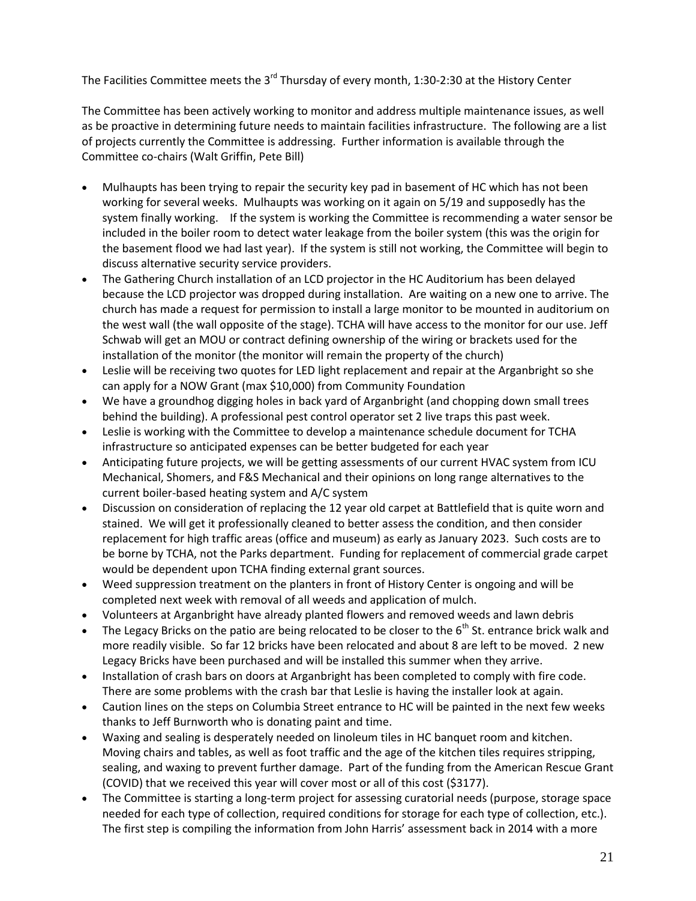The Facilities Committee meets the 3rd Thursday of every month, 1:30-2:30 at the History Center

The Committee has been actively working to monitor and address multiple maintenance issues, as well as be proactive in determining future needs to maintain facilities infrastructure. The following are a list of projects currently the Committee is addressing. Further information is available through the Committee co-chairs (Walt Griffin, Pete Bill)

- Mulhaupts has been trying to repair the security key pad in basement of HC which has not been working for several weeks. Mulhaupts was working on it again on 5/19 and supposedly has the system finally working. If the system is working the Committee is recommending a water sensor be included in the boiler room to detect water leakage from the boiler system (this was the origin for the basement flood we had last year). If the system is still not working, the Committee will begin to discuss alternative security service providers.
- The Gathering Church installation of an LCD projector in the HC Auditorium has been delayed because the LCD projector was dropped during installation. Are waiting on a new one to arrive. The church has made a request for permission to install a large monitor to be mounted in auditorium on the west wall (the wall opposite of the stage). TCHA will have access to the monitor for our use. Jeff Schwab will get an MOU or contract defining ownership of the wiring or brackets used for the installation of the monitor (the monitor will remain the property of the church)
- Leslie will be receiving two quotes for LED light replacement and repair at the Arganbright so she can apply for a NOW Grant (max $10,000) from Community Foundation
- We have a groundhog digging holes in back yard of Arganbright (and chopping down small trees behind the building). A professional pest control operator set 2 live traps this past week.
- Leslie is working with the Committee to develop a maintenance schedule document for TCHA infrastructure so anticipated expenses can be better budgeted for each year
- Anticipating future projects, we will be getting assessments of our current HVAC system from ICU Mechanical, Shomers, and F&S Mechanical and their opinions on long range alternatives to the current boiler-based heating system and A/C system
- Discussion on consideration of replacing the 12 year old carpet at Battlefield that is quite worn and stained. We will get it professionally cleaned to better assess the condition, and then consider replacement for high traffic areas (office and museum) as early as January 2023. Such costs are to be borne by TCHA, not the Parks department. Funding for replacement of commercial grade carpet would be dependent upon TCHA finding external grant sources.
- Weed suppression treatment on the planters in front of History Center is ongoing and will be completed next week with removal of all weeds and application of mulch.
- Volunteers at Arganbright have already planted flowers and removed weeds and lawn debris
- The Legacy Bricks on the patio are being relocated to be closer to the 6th St. entrance brick walk and more readily visible. So far 12 bricks have been relocated and about 8 are left to be moved. 2 new Legacy Bricks have been purchased and will be installed this summer when they arrive.
- Installation of crash bars on doors at Arganbright has been completed to comply with fire code. There are some problems with the crash bar that Leslie is having the installer look at again.
- Caution lines on the steps on Columbia Street entrance to HC will be painted in the next few weeks thanks to Jeff Burnworth who is donating paint and time.
- Waxing and sealing is desperately needed on linoleum tiles in HC banquet room and kitchen. Moving chairs and tables, as well as foot traffic and the age of the kitchen tiles requires stripping, sealing, and waxing to prevent further damage. Part of the funding from the American Rescue Grant (COVID) that we received this year will cover most or all of this cost ($3177).
- The Committee is starting a long-term project for assessing curatorial needs (purpose, storage space needed for each type of collection, required conditions for storage for each type of collection, etc.). The first step is compiling the information from John Harris' assessment back in 2014 with a more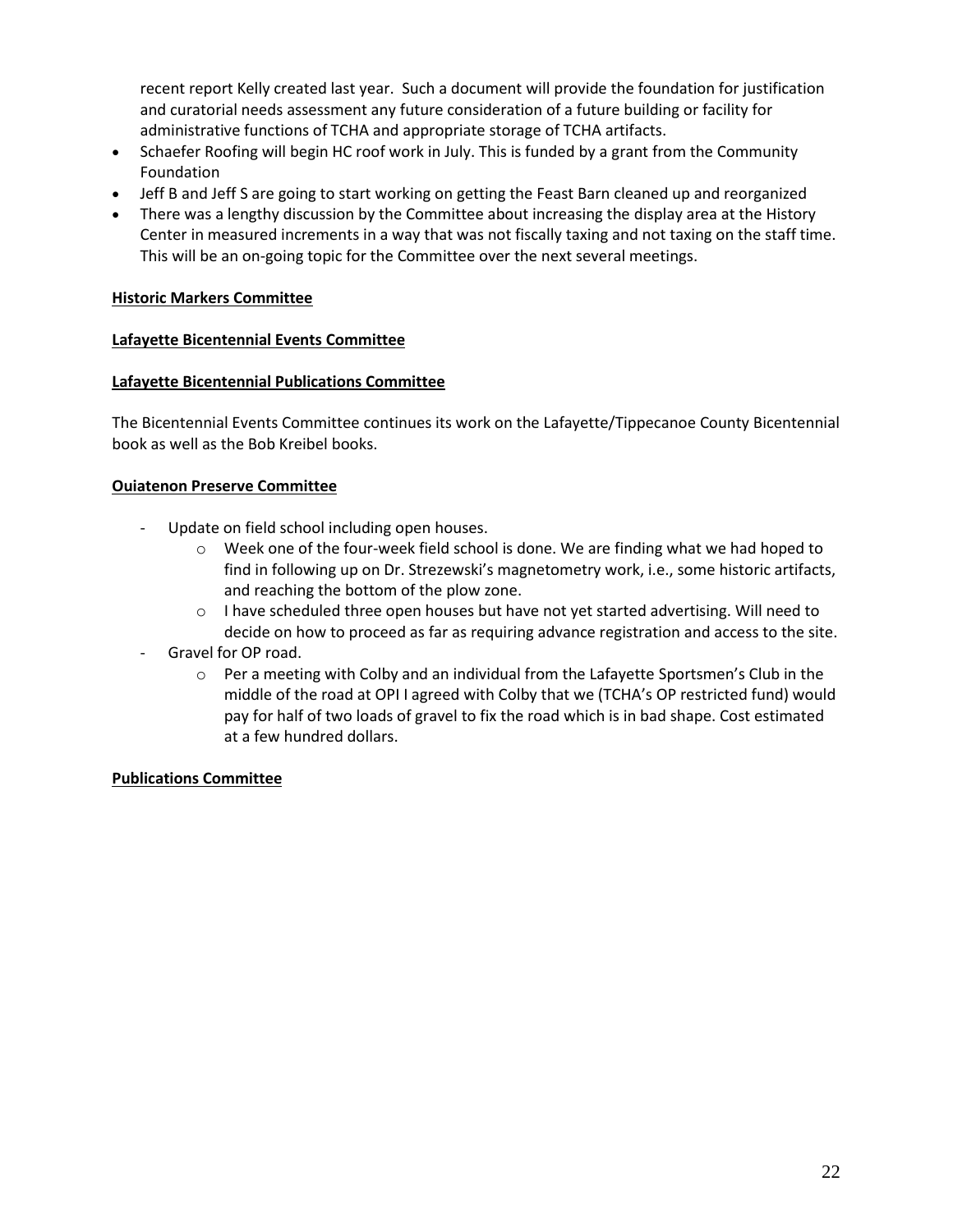recent report Kelly created last year. Such a document will provide the foundation for justification and curatorial needs assessment any future consideration of a future building or facility for administrative functions of TCHA and appropriate storage of TCHA artifacts.

- Schaefer Roofing will begin HC roof work in July. This is funded by a grant from the Community Foundation
- Jeff B and Jeff S are going to start working on getting the Feast Barn cleaned up and reorganized
- There was a lengthy discussion by the Committee about increasing the display area at the History Center in measured increments in a way that was not fiscally taxing and not taxing on the staff time. This will be an on-going topic for the Committee over the next several meetings.

**Historic Markers Committee**

**Lafayette Bicentennial Events Committee**

**Lafayette Bicentennial Publications Committee**

The Bicentennial Events Committee continues its work on the Lafayette/Tippecanoe County Bicentennial book as well as the Bob Kreibel books.

**Ouiatenon Preserve Committee**

- Update on field school including open houses.
  - Week one of the four-week field school is done. We are finding what we had hoped to find in following up on Dr. Strezewski's magnetometry work, i.e., some historic artifacts, and reaching the bottom of the plow zone.
  - I have scheduled three open houses but have not yet started advertising. Will need to decide on how to proceed as far as requiring advance registration and access to the site.
- Gravel for OP road.
  - Per a meeting with Colby and an individual from the Lafayette Sportsmen's Club in the middle of the road at OPI I agreed with Colby that we (TCHA's OP restricted fund) would pay for half of two loads of gravel to fix the road which is in bad shape. Cost estimated at a few hundred dollars.

**Publications Committee**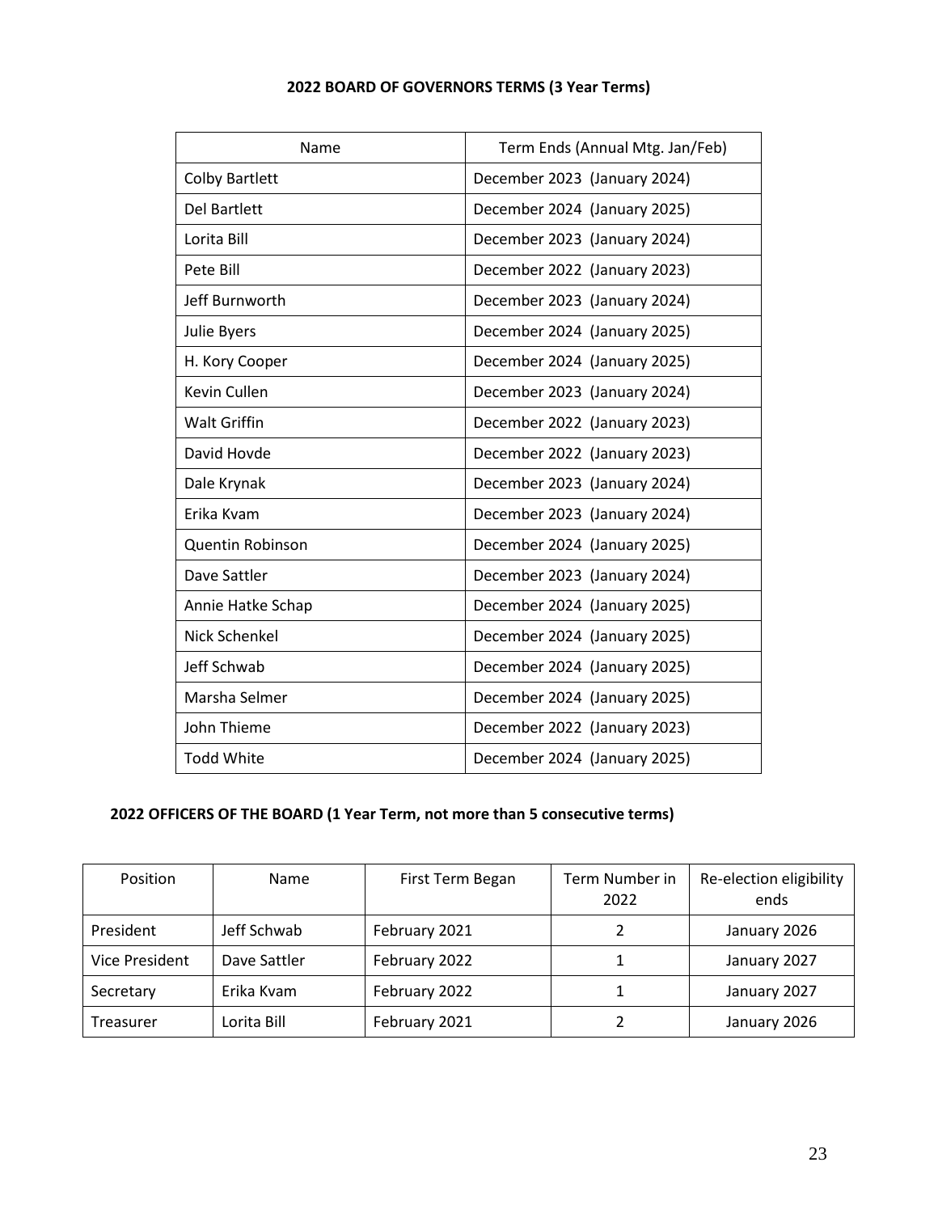**2022 BOARD OF GOVERNORS TERMS (3 Year Terms)**

| Name | Term Ends (Annual Mtg. Jan/Feb) |
|---|---|
| Colby Bartlett | December 2023 (January 2024) |
| Del Bartlett | December 2024 (January 2025) |
| Lorita Bill | December 2023 (January 2024) |
| Pete Bill | December 2022 (January 2023) |
| Jeff Burnworth | December 2023 (January 2024) |
| Julie Byers | December 2024 (January 2025) |
| H. Kory Cooper | December 2024 (January 2025) |
| Kevin Cullen | December 2023 (January 2024) |
| Walt Griffin | December 2022 (January 2023) |
| David Hovde | December 2022 (January 2023) |
| Dale Krynak | December 2023 (January 2024) |
| Erika Kvam | December 2023 (January 2024) |
| Quentin Robinson | December 2024 (January 2025) |
| Dave Sattler | December 2023 (January 2024) |
| Annie Hatke Schap | December 2024 (January 2025) |
| Nick Schenkel | December 2024 (January 2025) |
| Jeff Schwab | December 2024 (January 2025) |
| Marsha Selmer | December 2024 (January 2025) |
| John Thieme | December 2022 (January 2023) |
| Todd White | December 2024 (January 2025) |

**2022 OFFICERS OF THE BOARD (1 Year Term, not more than 5 consecutive terms)**

| Position | Name | First Term Began | Term Number in 2022 | Re-election eligibility ends |
|---|---|---|---|---|
| President | Jeff Schwab | February 2021 | 2 | January 2026 |
| Vice President | Dave Sattler | February 2022 | 1 | January 2027 |
| Secretary | Erika Kvam | February 2022 | 1 | January 2027 |
| Treasurer | Lorita Bill | February 2021 | 2 | January 2026 |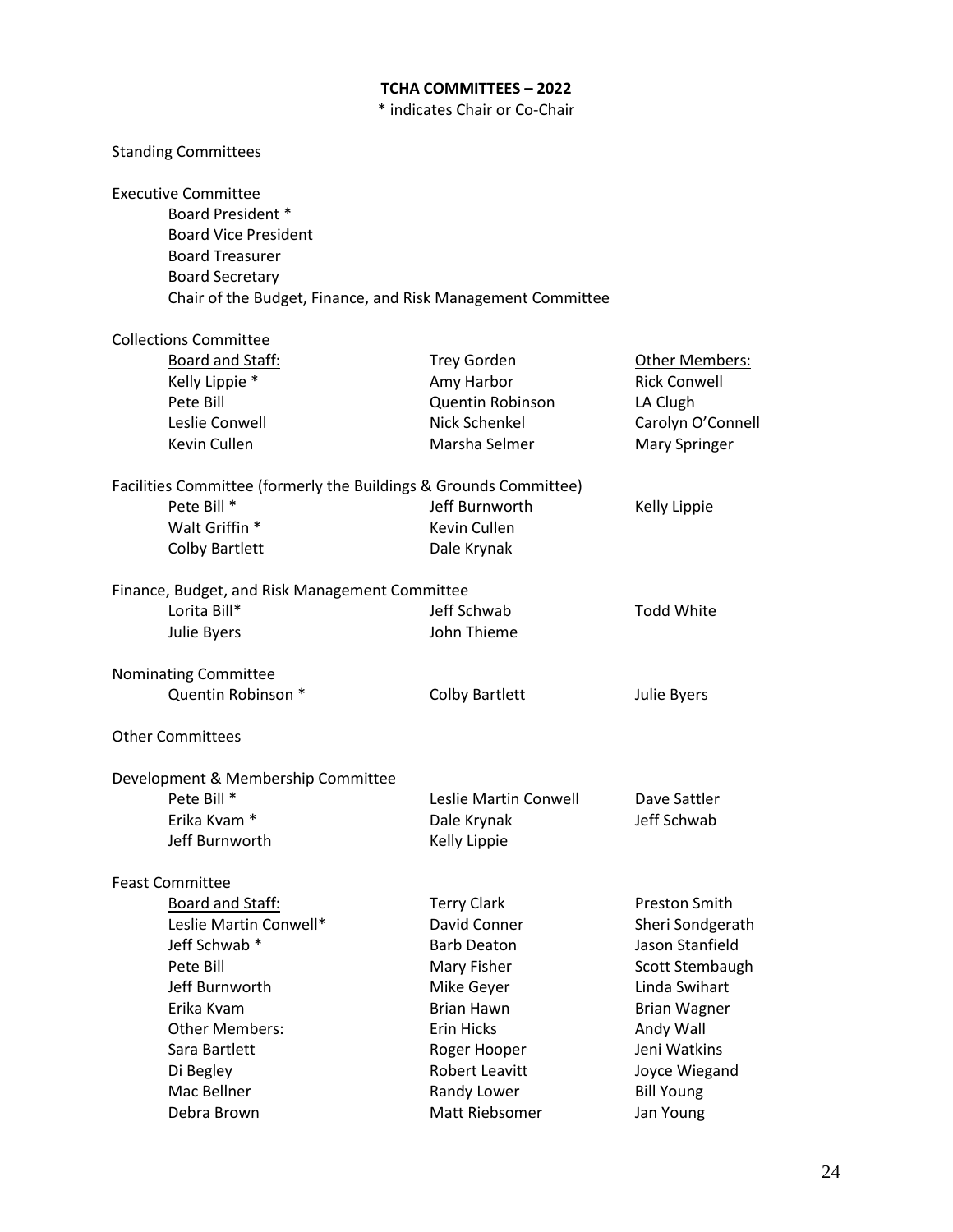# TCHA COMMITTEES – 2022

\* indicates Chair or Co-Chair

## Standing Committees

### Executive Committee

- Board President *
- Board Vice President
- Board Treasurer
- Board Secretary
- Chair of the Budget, Finance, and Risk Management Committee

### Collections Committee

| Board and Staff: | | Other Members: |
|---|---|---|
| Kelly Lippie * | Trey Gorden | Rick Conwell |
| Pete Bill | Amy Harbor | LA Clugh |
| Leslie Conwell | Quentin Robinson | Carolyn O'Connell |
| Kevin Cullen | Nick Schenkel | Mary Springer |
| | Marsha Selmer | |

### Facilities Committee (formerly the Buildings & Grounds Committee)

| | | |
|---|---|---|
| Pete Bill * | Jeff Burnworth | Kelly Lippie |
| Walt Griffin * | Kevin Cullen | |
| Colby Bartlett | Dale Krynak | |

### Finance, Budget, and Risk Management Committee

| | | |
|---|---|---|
| Lorita Bill* | Jeff Schwab | Todd White |
| Julie Byers | John Thieme | |

### Nominating Committee

| | | |
|---|---|---|
| Quentin Robinson * | Colby Bartlett | Julie Byers |

## Other Committees

### Development & Membership Committee

| | | |
|---|---|---|
| Pete Bill * | Leslie Martin Conwell | Dave Sattler |
| Erika Kvam * | Dale Krynak | Jeff Schwab |
| Jeff Burnworth | Kelly Lippie | |

### Feast Committee

| | | |
|---|---|---|
| Board and Staff: | Terry Clark | Preston Smith |
| Leslie Martin Conwell* | David Conner | Sheri Sondgerath |
| Jeff Schwab * | Barb Deaton | Jason Stanfield |
| Pete Bill | Mary Fisher | Scott Stembaugh |
| Jeff Burnworth | Mike Geyer | Linda Swihart |
| Erika Kvam | Brian Hawn | Brian Wagner |
| Other Members: | Erin Hicks | Andy Wall |
| Sara Bartlett | Roger Hooper | Jeni Watkins |
| Di Begley | Robert Leavitt | Joyce Wiegand |
| Mac Bellner | Randy Lower | Bill Young |
| Debra Brown | Matt Riebsomer | Jan Young |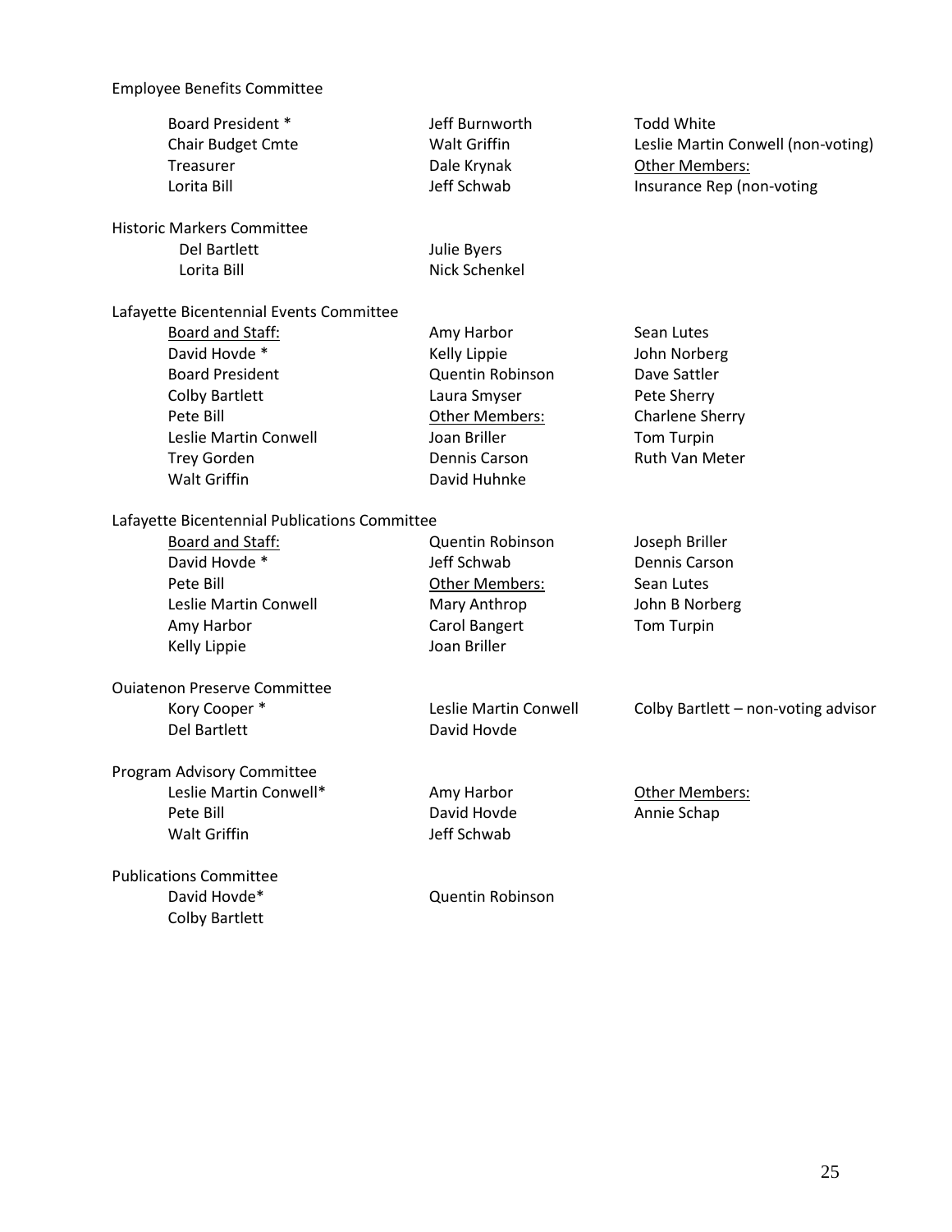Employee Benefits Committee

Board President *
Chair Budget Cmte
Treasurer
Lorita Bill
Jeff Burnworth
Walt Griffin
Dale Krynak
Jeff Schwab
Todd White
Leslie Martin Conwell (non-voting)
<u>Other Members:</u>
Insurance Rep (non-voting

Historic Markers Committee

Del Bartlett
Lorita Bill
Julie Byers
Nick Schenkel

Lafayette Bicentennial Events Committee

<u>Board and Staff:</u>
David Hovde *
Board President
Colby Bartlett
Pete Bill
Leslie Martin Conwell
Trey Gorden
Walt Griffin
Amy Harbor
Kelly Lippie
Quentin Robinson
Laura Smyser
<u>Other Members:</u>
Joan Briller
Dennis Carson
David Huhnke
Sean Lutes
John Norberg
Dave Sattler
Pete Sherry
Charlene Sherry
Tom Turpin
Ruth Van Meter

Lafayette Bicentennial Publications Committee

<u>Board and Staff:</u>
David Hovde *
Pete Bill
Leslie Martin Conwell
Amy Harbor
Kelly Lippie
Quentin Robinson
Jeff Schwab
<u>Other Members:</u>
Mary Anthrop
Carol Bangert
Joan Briller
Joseph Briller
Dennis Carson
Sean Lutes
John B Norberg
Tom Turpin

Ouiatenon Preserve Committee

Kory Cooper *
Del Bartlett
Leslie Martin Conwell
David Hovde
Colby Bartlett – non-voting advisor

Program Advisory Committee

Leslie Martin Conwell*
Pete Bill
Walt Griffin
Amy Harbor
David Hovde
Jeff Schwab
<u>Other Members:</u>
Annie Schap

Publications Committee

David Hovde*
Colby Bartlett
Quentin Robinson